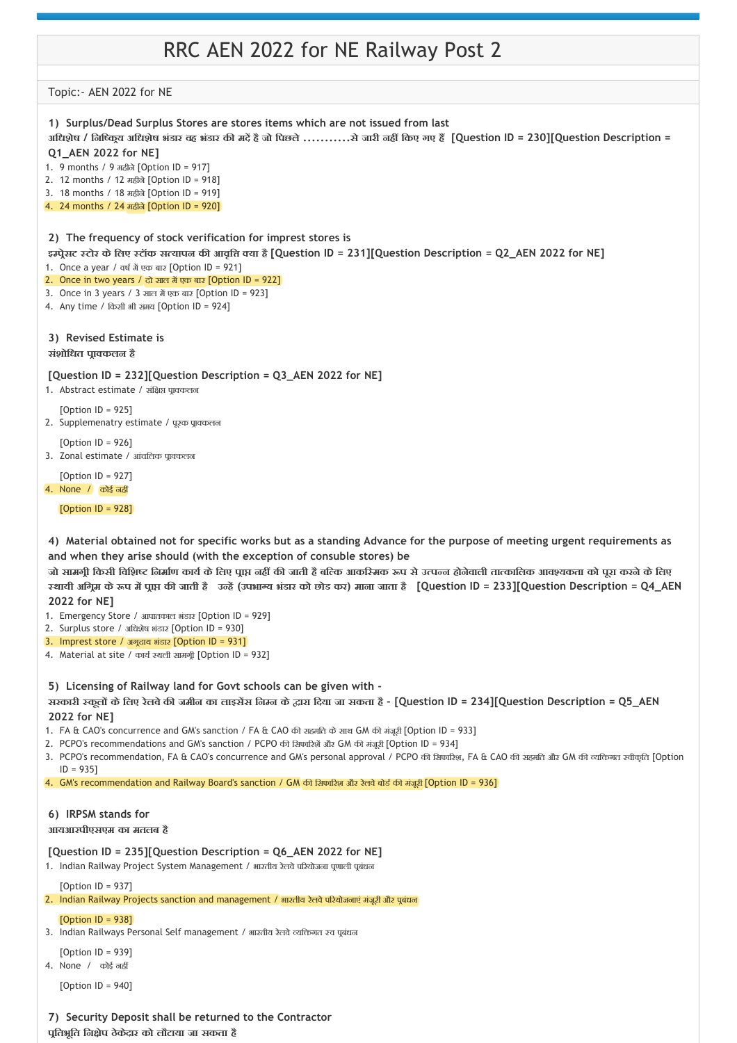# RRC AEN 2022 for NE Railway Post 2

Topic:- AEN 2022 for NE

**1) Surplus/Dead Surplus Stores are stores items which are not issued from last**
**अधिशेष / निष्क्रिय अधिशेष भंडार वह भंडार की मदें है जो पिछले ...........से जारी नहीं किए गए हैं [Question ID = 230][Question Description = Q1_AEN 2022 for NE]**

1. 9 months / 9 महीने [Option ID = 917]
2. 12 months / 12 महीने [Option ID = 918]
3. 18 months / 18 महीने [Option ID = 919]
4. 24 months / 24 महीने [Option ID = 920]

**2) The frequency of stock verification for imprest stores is**
**इम्प्रेस्ट स्टोर के लिए स्टॉक सत्यापन की आवृत्ति क्या है [Question ID = 231][Question Description = Q2_AEN 2022 for NE]**

1. Once a year / वर्ष में एक बार [Option ID = 921]
2. Once in two years / दो साल में एक बार [Option ID = 922]
3. Once in 3 years / 3 साल में एक बार [Option ID = 923]
4. Any time / किसी भी समय [Option ID = 924]

**3) Revised Estimate is**
**संशोधित प्राक्कलन है**

**[Question ID = 232][Question Description = Q3_AEN 2022 for NE]**

1. Abstract estimate / संक्षिप्त प्राक्कलन

   [Option ID = 925]
2. Supplemenatry estimate / पूरक प्राक्कलन

   [Option ID = 926]
3. Zonal estimate / आंचलिक प्राक्कलन

   [Option ID = 927]
4. None / कोई नहीं

   [Option ID = 928]

**4) Material obtained not for specific works but as a standing Advance for the purpose of meeting urgent requirements as and when they arise should (with the exception of consuble stores) be**
**जो सामग्री किसी विशिष्ट निर्माण कार्य के लिए प्राप्त नहीं की जाती है बल्कि आकस्मिक रूप से उत्पन्न होनेवाली तात्कालिक आवश्यकता को पूरा करने के लिए स्थायी अग्रिम के रूप में प्राप्त की जाती है उन्हें (उपभाग्य भंडार को छोड कर) माना जाता है [Question ID = 233][Question Description = Q4_AEN 2022 for NE]**

1. Emergency Store / आपातकाल भंडार [Option ID = 929]
2. Surplus store / अधिशेष भंडार [Option ID = 930]
3. Imprest store / अग्रदाय भंडार [Option ID = 931]
4. Material at site / कार्य स्थली सामग्री [Option ID = 932]

**5) Licensing of Railway land for Govt schools can be given with -**
**सरकारी स्कूलों के लिए रेलवे की जमीन का लाइसेंस निम्न के द्वारा दिया जा सकता है - [Question ID = 234][Question Description = Q5_AEN 2022 for NE]**

1. FA & CAO's concurrence and GM's sanction / FA & CAO की सहमति के साथ GM की मंजूरी [Option ID = 933]
2. PCPO's recommendations and GM's sanction / PCPO की सिफारिशें और GM की मंजूरी [Option ID = 934]
3. PCPO's recommendation, FA & CAO's concurrence and GM's personal approval / PCPO की सिफारिश, FA & CAO की सहमति और GM की व्यक्तिगत स्वीकृति [Option ID = 935]
4. GM's recommendation and Railway Board's sanction / GM की सिफारिश और रेलवे बोर्ड की मंजूरी [Option ID = 936]

**6) IRPSM stands for**
**आयआरपीएसएम का मतलब है**

**[Question ID = 235][Question Description = Q6_AEN 2022 for NE]**

1. Indian Railway Project System Management / भारतीय रेलवे परियोजना प्रणाली प्रबंधन

   [Option ID = 937]
2. Indian Railway Projects sanction and management / भारतीय रेलवे परियोजनाएं मंजूरी और प्रबंधन

   [Option ID = 938]
3. Indian Railways Personal Self management / भारतीय रेलवे व्यक्तिगत स्व प्रबंधन

   [Option ID = 939]
4. None / कोई नहीं

   [Option ID = 940]

**7) Security Deposit shall be returned to the Contractor**
**प्रतिभूति निक्षेप ठेकेदार को लौटाया जा सकता है**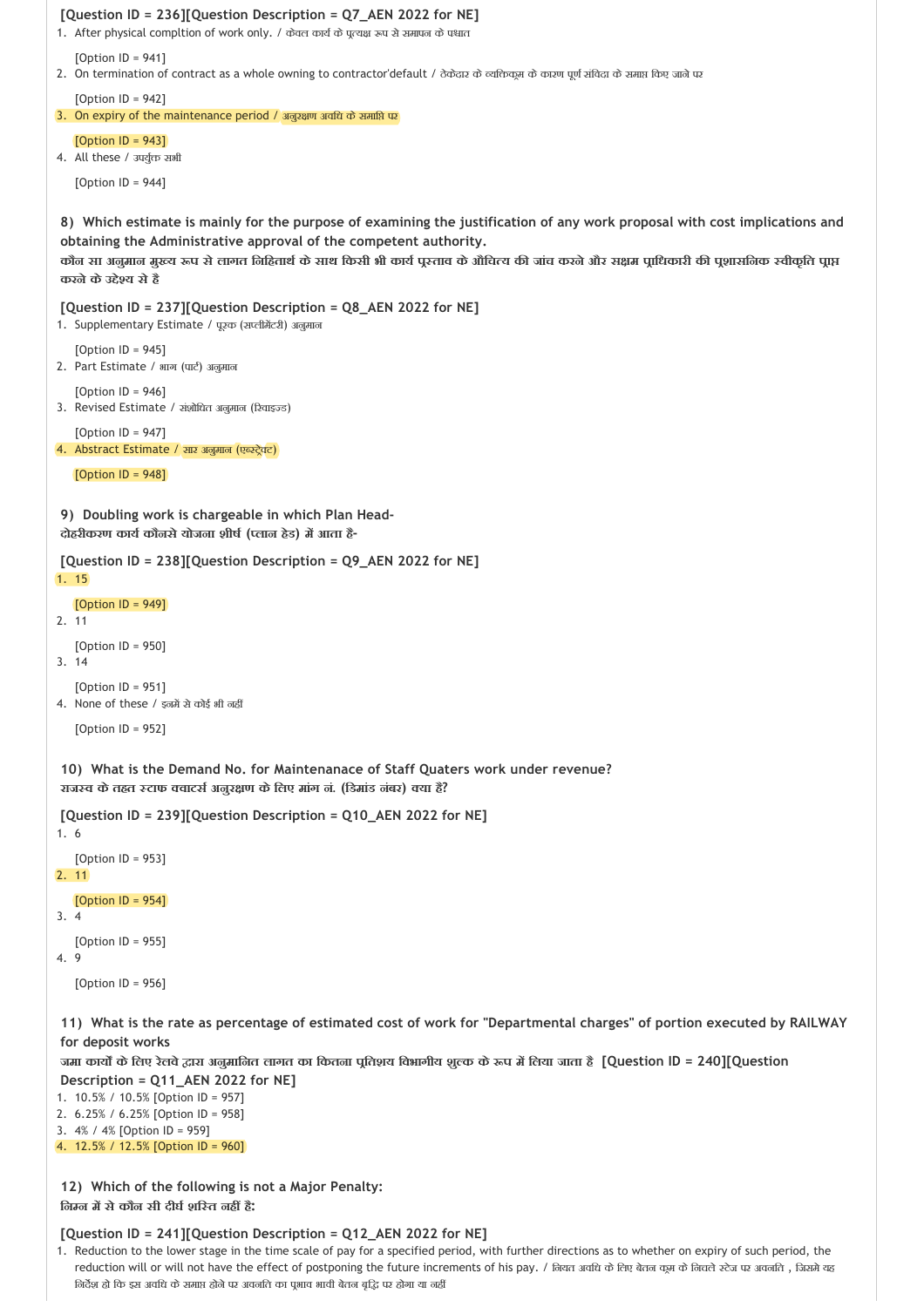**[Question ID = 236][Question Description = Q7_AEN 2022 for NE]**

1. After physical compltion of work only. / केवल कार्य के प्रत्यक्ष रूप से समापन के पश्चात

   [Option ID = 941]
2. On termination of contract as a whole owning to contractor'default / ठेकेदार के व्यतिक्रम के कारण पूर्ण संविदा के समाप्त किए जाने पर

   [Option ID = 942]
3. On expiry of the maintenance period / अनुरक्षण अवधि के समाप्ति पर

   [Option ID = 943]
4. All these / उपर्युक्त सभी

   [Option ID = 944]

**8) Which estimate is mainly for the purpose of examining the justification of any work proposal with cost implications and obtaining the Administrative approval of the competent authority.**
**कौन सा अनुमान मुख्य रूप से लागत निहितार्थ के साथ किसी भी कार्य प्रस्ताव के औचित्य की जांच करने और सक्षम प्राधिकारी की प्रशासनिक स्वीकृति प्राप्त करने के उद्देश्य से है**

**[Question ID = 237][Question Description = Q8_AEN 2022 for NE]**

1. Supplementary Estimate / पूरक (सप्लीमेंटरी) अनुमान

   [Option ID = 945]
2. Part Estimate / भाग (पार्ट) अनुमान

   [Option ID = 946]
3. Revised Estimate / संशोधित अनुमान (रिवाइज्ड)

   [Option ID = 947]
4. Abstract Estimate / सार अनुमान (एब्स्ट्रेक्ट)

   [Option ID = 948]

**9) Doubling work is chargeable in which Plan Head-**
**दोहरीकरण कार्य कौनसे योजना शीर्ष (प्लान हेड) में आता है-**

**[Question ID = 238][Question Description = Q9_AEN 2022 for NE]**

1. 15

   [Option ID = 949]
2. 11

   [Option ID = 950]
3. 14

   [Option ID = 951]
4. None of these / इनमें से कोई भी नहीं

   [Option ID = 952]

**10) What is the Demand No. for Maintenanace of Staff Quaters work under revenue?**
**राजस्व के तहत स्टाफ क्वार्टर्स अनुरक्षण के लिए मांग नं. (डिमांड नंबर) क्या है?**

**[Question ID = 239][Question Description = Q10_AEN 2022 for NE]**

1. 6

   [Option ID = 953]
2. 11

   [Option ID = 954]
3. 4

   [Option ID = 955]
4. 9

   [Option ID = 956]

**11) What is the rate as percentage of estimated cost of work for "Departmental charges" of portion executed by RAILWAY for deposit works**
**जमा कार्यों के लिए रेलवे द्वारा अनुमानित लागत का कितना प्रतिशय विभागीय शुल्क के रूप में लिया जाता है [Question ID = 240][Question Description = Q11_AEN 2022 for NE]**

1. 10.5% / 10.5% [Option ID = 957]
2. 6.25% / 6.25% [Option ID = 958]
3. 4% / 4% [Option ID = 959]
4. 12.5% / 12.5% [Option ID = 960]

**12) Which of the following is not a Major Penalty:**
**निम्न में से कौन सी दीर्घ शस्ति नहीं है:**

**[Question ID = 241][Question Description = Q12_AEN 2022 for NE]**

1. Reduction to the lower stage in the time scale of pay for a specified period, with further directions as to whether on expiry of such period, the reduction will or will not have the effect of postponing the future increments of his pay. / नियत अवधि के लिए वेतन क्रम के निचले स्टेज पर अवनति , जिसमे यह निर्देश हो कि इस अवधि के समाप्त होने पर अवनति का प्रभाव भावी वेतन वृद्धि पर होगा या नहीं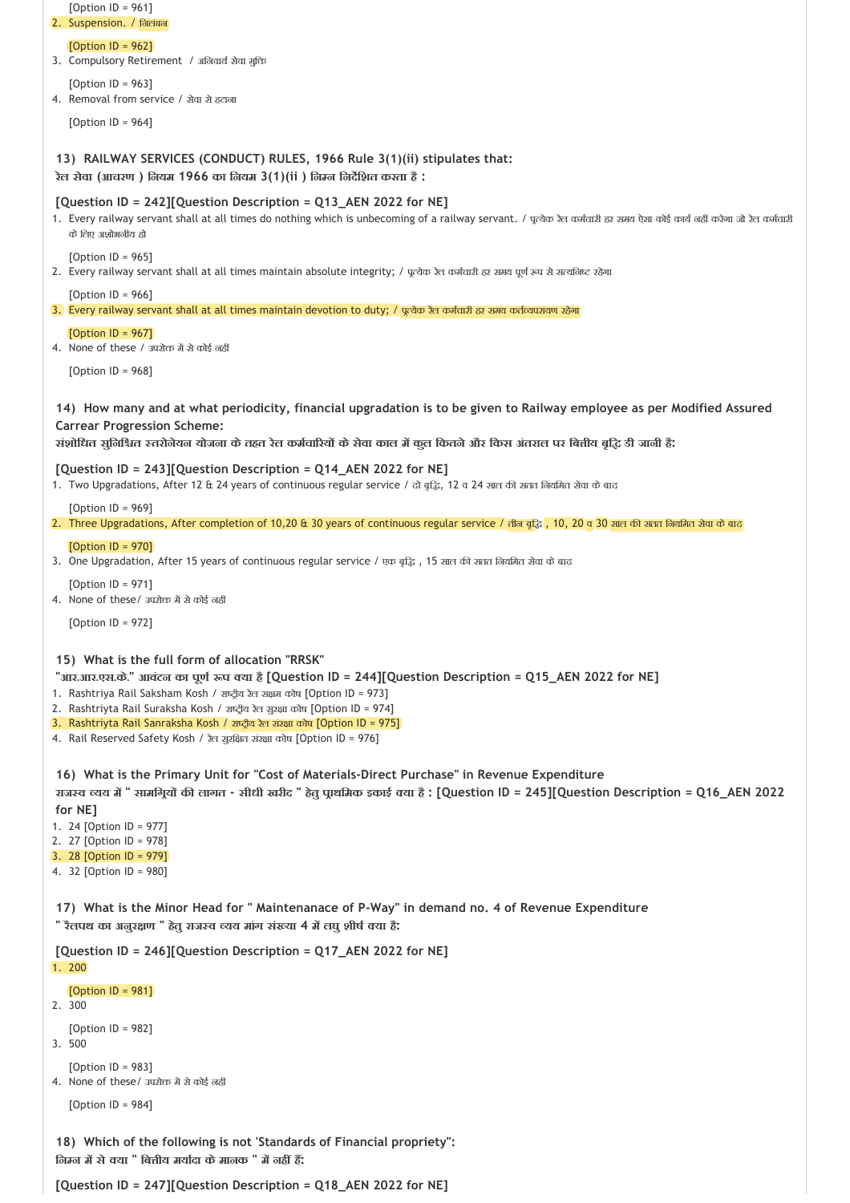[Option ID = 961]

2. Suspension. / निलंबन

   [Option ID = 962]

3. Compulsory Retirement / अनिवार्य सेवा मुक्ति

   [Option ID = 963]

4. Removal from service / सेवा से हटाना

   [Option ID = 964]

**13) RAILWAY SERVICES (CONDUCT) RULES, 1966 Rule 3(1)(ii) stipulates that:**
**रेल सेवा (आचरण ) नियम 1966 का नियम 3(1)(ii ) निम्न निर्देशित करता है :**

**[Question ID = 242][Question Description = Q13_AEN 2022 for NE]**

1. Every railway servant shall at all times do nothing which is unbecoming of a railway servant. / प्रत्येक रेल कर्मचारी हर समय ऐसा कोई कार्य नहीं करेगा जो रेल कर्मचारी के लिए अशोभनीय हो

   [Option ID = 965]

2. Every railway servant shall at all times maintain absolute integrity; / प्रत्येक रेल कर्मचारी हर समय पूर्ण रूप से सत्यनिष्ट रहेगा

   [Option ID = 966]

3. Every railway servant shall at all times maintain devotion to duty; / प्रत्येक रेल कर्मचारी हर समय कर्तव्यपरायण रहेगा

   [Option ID = 967]

4. None of these / उपरोक्त में से कोई नहीं

   [Option ID = 968]

**14) How many and at what periodicity, financial upgradation is to be given to Railway employee as per Modified Assured Carrear Progression Scheme:**
**संशोधित सुनिश्चित स्तरोनेयन योजना के तहत रेल कर्मचारियों के सेवा काल में कुल कितने और किस अंतराल पर वित्तीय वृद्धि डी जानी है:**

**[Question ID = 243][Question Description = Q14_AEN 2022 for NE]**

1. Two Upgradations, After 12 & 24 years of continuous regular service / दो वृद्धि, 12 व 24 साल की सतत नियमित सेवा के बाद

   [Option ID = 969]

2. Three Upgradations, After completion of 10,20 & 30 years of continuous regular service / तीन वृद्धि , 10, 20 व 30 साल की सतत नियमित सेवा के बाद

   [Option ID = 970]

3. One Upgradation, After 15 years of continuous regular service / एक वृद्धि , 15 साल की सतत नियमित सेवा के बाद

   [Option ID = 971]

4. None of these/ उपरोक्त में से कोई नहीं

   [Option ID = 972]

**15) What is the full form of allocation "RRSK"**
**"आर.आर.एस.के." आवंटन का पूर्ण रूप क्या है [Question ID = 244][Question Description = Q15_AEN 2022 for NE]**

1. Rashtriya Rail Saksham Kosh / राष्ट्रीय रेल सक्षम कोष [Option ID = 973]
2. Rashtriyta Rail Suraksha Kosh / राष्ट्रीय रेल सुरक्षा कोष [Option ID = 974]
3. Rashtriyta Rail Sanraksha Kosh / राष्ट्रीय रेल संरक्षा कोष [Option ID = 975]
4. Rail Reserved Safety Kosh / रेल सुरक्षित संरक्षा कोष [Option ID = 976]

**16) What is the Primary Unit for "Cost of Materials-Direct Purchase" in Revenue Expenditure**
**राजस्व व्यय में " सामग्रियों की लागत - सीधी खरीद " हेतु प्राथमिक इकाई क्या है : [Question ID = 245][Question Description = Q16_AEN 2022 for NE]**

1. 24 [Option ID = 977]
2. 27 [Option ID = 978]
3. 28 [Option ID = 979]
4. 32 [Option ID = 980]

**17) What is the Minor Head for " Maintenanace of P-Way" in demand no. 4 of Revenue Expenditure**
**" रेलपथ का अनुरक्षण " हेतु राजस्व व्यय मांग संख्या 4 में लघु शीर्ष क्या है:**

**[Question ID = 246][Question Description = Q17_AEN 2022 for NE]**

1. 200

   [Option ID = 981]

2. 300

   [Option ID = 982]

3. 500

   [Option ID = 983]

4. None of these/ उपरोक्त में से कोई नहीं

   [Option ID = 984]

**18) Which of the following is not 'Standards of Financial propriety":**
**निम्न में से क्या " वित्तीय मर्यादा के मानक " में नहीं हैं:**

**[Question ID = 247][Question Description = Q18_AEN 2022 for NE]**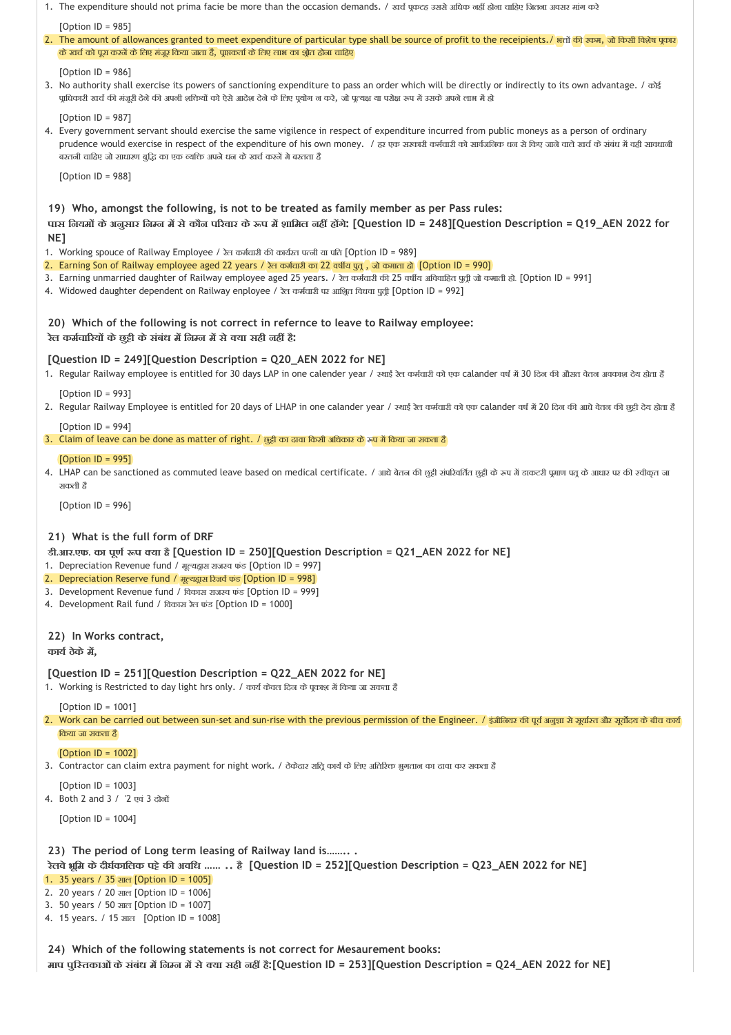1. The expenditure should not prima facie be more than the occasion demands. / खर्च प्रकटह उससे अधिक नहीं होना चाहिए जितना अवसर मांग करे

   [Option ID = 985]

2. The amount of allowances granted to meet expenditure of particular type shall be source of profit to the receipients./ भत्तों की रकम, जो किसी विशेष प्रकार के खर्च को पूरा करने के लिए मंजूर किया जाता है, प्राप्तकर्ता के लिए लाभ का श्रोत होना चाहिए

   [Option ID = 986]

3. No authority shall exercise its powers of sanctioning expenditure to pass an order which will be directly or indirectly to its own advantage. / कोई प्राधिकारी खर्च की मंजूरी देने की अपनी शक्तियों को ऐसे आदेश देने के लिए प्रयोग न करे, जो प्रत्यक्ष या परोक्ष रूप में उसके अपने लाभ में हो

   [Option ID = 987]

4. Every government servant should exercise the same vigilence in respect of expenditure incurred from public moneys as a person of ordinary prudence would exercise in respect of the expenditure of his own money. / हर एक सरकारी कर्मचारी को सार्वजनिक धन से किए जाने वाले खर्च के संबंध में वही सावधानी बरतनी चाहिए जो साधारण बुद्धि का एक व्यक्ति अपने धन के खर्च करने में बरतता है

   [Option ID = 988]

**19) Who, amongst the following, is not to be treated as family member as per Pass rules:**
**पास नियमों के अनुसार निम्न में से कौन परिवार के रूप में शामिल नहीं होंगे: [Question ID = 248][Question Description = Q19_AEN 2022 for NE]**

1. Working spouse of Railway Employee / रेल कर्मचारी की कार्यरत पत्नी या पति [Option ID = 989]
2. Earning Son of Railway employee aged 22 years / रेल कर्मचारी का 22 वर्षीय पुत्र , जो कमाता हो [Option ID = 990]
3. Earning unmarried daughter of Railway employee aged 25 years. / रेल कर्मचारी की 25 वर्षीय अविवाहित पुत्री जो कमाती हो. [Option ID = 991]
4. Widowed daughter dependent on Railway enployee / रेल कर्मचारी पर आश्रित विधवा पुत्री [Option ID = 992]

**20) Which of the following is not correct in refernce to leave to Railway employee:**
**रेल कर्मचारियों के छुट्टी के संबंध में निम्न में से क्या सही नहीं है:**

**[Question ID = 249][Question Description = Q20_AEN 2022 for NE]**

1. Regular Railway employee is entitled for 30 days LAP in one calender year / स्थाई रेल कर्मचारी को एक calander वर्ष में 30 दिन की औसत वेतन अवकाश देय होता है

   [Option ID = 993]

2. Regular Railway Employee is entitled for 20 days of LHAP in one calander year / स्थाई रेल कर्मचारी को एक calander वर्ष में 20 दिन की आधे वेतन की छुट्टी देय होता है

   [Option ID = 994]

3. Claim of leave can be done as matter of right. / छुट्टी का दावा किसी अधिकार के रूप में किया जा सकता है

   [Option ID = 995]

4. LHAP can be sanctioned as commuted leave based on medical certificate. / आधे वेतन की छुट्टी संपरिवर्तित छुट्टी के रूप में डाक्टरी प्रमाण पत्र के आधार पर की स्वीकृत जा सकती है

   [Option ID = 996]

**21) What is the full form of DRF**
**डी.आर.एफ. का पूर्ण रूप क्या है [Question ID = 250][Question Description = Q21_AEN 2022 for NE]**

1. Depreciation Revenue fund / मूल्यह्रास राजस्व फंड [Option ID = 997]
2. Depreciation Reserve fund / मूल्यह्रास रिजर्व फंड [Option ID = 998]
3. Development Revenue fund / विकास राजस्व फंड [Option ID = 999]
4. Development Rail fund / विकास रेल फंड [Option ID = 1000]

**22) In Works contract,**
**कार्य ठेके में,**

**[Question ID = 251][Question Description = Q22_AEN 2022 for NE]**

1. Working is Restricted to day light hrs only. / कार्य केवल दिन के प्रकाश में किया जा सकता है

   [Option ID = 1001]

2. Work can be carried out between sun-set and sun-rise with the previous permission of the Engineer. / इंजीनियर की पूर्व अनुज्ञा से सूर्यास्त और सूर्योदय के बीच कार्य किया जा सकता है

   [Option ID = 1002]

3. Contractor can claim extra payment for night work. / ठेकेदार रात्रि कार्य के लिए अतिरिक्त भुगतान का दावा कर सकता है

   [Option ID = 1003]

4. Both 2 and 3 / '2 एवं 3 दोनों

   [Option ID = 1004]

**23) The period of Long term leasing of Railway land is…….. .**
**रेलवे भूमि के दीर्घकालिक पट्टे की अवधि …… .. है [Question ID = 252][Question Description = Q23_AEN 2022 for NE]**

1. 35 years / 35 साल [Option ID = 1005]
2. 20 years / 20 साल [Option ID = 1006]
3. 50 years / 50 साल [Option ID = 1007]
4. 15 years. / 15 साल [Option ID = 1008]

**24) Which of the following statements is not correct for Mesaurement books:**
**माप पुस्तिकाओं के संबंध में निम्न में से क्या सही नहीं है:[Question ID = 253][Question Description = Q24_AEN 2022 for NE]**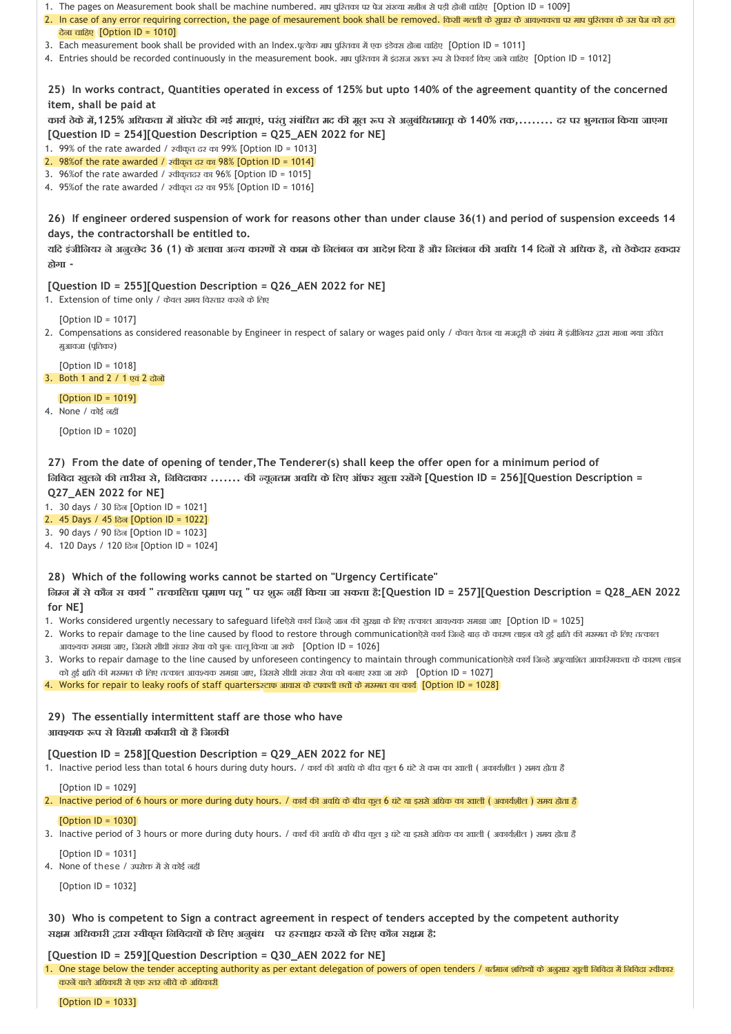1. The pages on Measurement book shall be machine numbered. माप पुस्तिका पर पेज संख्या मशीन से पड़ी होनी चाहिए [Option ID = 1009]
2. In case of any error requiring correction, the page of mesaurement book shall be removed. किसी गलती के सुधार के आवश्यकता पर माप पुस्तिका के उस पेज को हटा देना चाहिए [Option ID = 1010]
3. Each measurement book shall be provided with an Index.प्रत्येक माप पुस्तिका में एक इंडेक्स होना चाहिए [Option ID = 1011]
4. Entries should be recorded continuously in the measurement book. माप पुस्तिका में इंदराज सतत रूप से रिकार्ड किए जाने चाहिए [Option ID = 1012]

**25) In works contract, Quantities operated in excess of 125% but upto 140% of the agreement quantity of the concerned item, shall be paid at**
**कार्य ठेके में,125% अधिकता में ऑपरेट की गई मात्राएं, परंतु संबंधित मद की मूल रूप से अनुबंधितमात्रा के 140% तक,........ दर पर भुगतान किया जाएगा [Question ID = 254][Question Description = Q25_AEN 2022 for NE]**

1. 99% of the rate awarded / स्वीकृत दर का 99% [Option ID = 1013]
2. 98%of the rate awarded / स्वीकृत दर का 98% [Option ID = 1014]
3. 96%of the rate awarded / स्वीकृतदर का 96% [Option ID = 1015]
4. 95%of the rate awarded / स्वीकृत दर का 95% [Option ID = 1016]

**26) If engineer ordered suspension of work for reasons other than under clause 36(1) and period of suspension exceeds 14 days, the contractorshall be entitled to.**
**यदि इंजीनियर ने अनुच्छेद 36 (1) के अलावा अन्य कारणों से काम के निलंबन का आदेश दिया है और निलंबन की अवधि 14 दिनों से अधिक है, तो ठेकेदार हकदार होगा -**

**[Question ID = 255][Question Description = Q26_AEN 2022 for NE]**

1. Extension of time only / केवल समय विस्तार करने के लिए

   [Option ID = 1017]
2. Compensations as considered reasonable by Engineer in respect of salary or wages paid only / केवल वेतन या मजदूरी के संबंध में इंजीनियर द्वारा माना गया उचित मुआवजा (प्रतिकर)

   [Option ID = 1018]
3. Both 1 and 2 / 1 एवं 2 दोनों

   [Option ID = 1019]
4. None / कोई नहीं

   [Option ID = 1020]

**27) From the date of opening of tender,The Tenderer(s) shall keep the offer open for a minimum period of**
**निविदा खुलने की तारीख से, निविदाकार ....... की न्यूनतम अवधि के लिए ऑफर खुला रखेंगे [Question ID = 256][Question Description = Q27_AEN 2022 for NE]**

1. 30 days / 30 दिन [Option ID = 1021]
2. 45 Days / 45 दिन [Option ID = 1022]
3. 90 days / 90 दिन [Option ID = 1023]
4. 120 Days / 120 दिन [Option ID = 1024]

**28) Which of the following works cannot be started on "Urgency Certificate"**
**निम्न में से कौन स कार्य " तत्कालिता प्रमाण पत्र " पर शुरू नहीं किया जा सकता है:[Question ID = 257][Question Description = Q28_AEN 2022 for NE]**

1. Works considered urgently necessary to safeguard lifeऐसे कार्य जिन्हे जान की सुरक्षा के लिए तत्काल आवश्यक समझा जाए [Option ID = 1025]
2. Works to repair damage to the line caused by flood to restore through communicationऐसे कार्य जिन्हे बाढ़ के कारण लाइन को हुई क्षति की मरम्मत के लिए तत्काल आवश्यक समझा जाए, जिससे सीधी संचार सेवा को पुनः चालू किया जा सके [Option ID = 1026]
3. Works to repair damage to the line caused by unforeseen contingency to maintain through communicationऐसे कार्य जिन्हे अप्रत्याशित आकस्मिकता के कारण लाइन को हुई क्षति की मरम्मत के लिए तत्काल आवश्यक समझा जाए, जिससे सीधी संचार सेवा को बनाए रखा जा सके [Option ID = 1027]
4. Works for repair to leaky roofs of staff quartersस्टाफ आवास के टपकती छतों के मरम्मत का कार्य [Option ID = 1028]

**29) The essentially intermittent staff are those who have**
**आवश्यक रूप से विरामी कर्मचारी वो है जिनकी**

**[Question ID = 258][Question Description = Q29_AEN 2022 for NE]**

1. Inactive period less than total 6 hours during duty hours. / कार्य की अवधि के बीच कुल 6 घंटे से कम का खाली ( अकार्यशील ) समय होता है

   [Option ID = 1029]
2. Inactive period of 6 hours or more during duty hours. / कार्य की अवधि के बीच कुल 6 घंटे या इससे अधिक का खाली ( अकार्यशील ) समय होता है

   [Option ID = 1030]
3. Inactive period of 3 hours or more during duty hours. / कार्य की अवधि के बीच कुल 3 घंटे या इससे अधिक का खाली ( अकार्यशील ) समय होता है

   [Option ID = 1031]
4. None of these / उपरोक्त में से कोई नहीं

   [Option ID = 1032]

**30) Who is competent to Sign a contract agreement in respect of tenders accepted by the competent authority**
**सक्षम अधिकारी द्वारा स्वीकृत निविदायों के लिए अनुबंध पर हस्ताक्षर करनें के लिए कौन सक्षम है:**

**[Question ID = 259][Question Description = Q30_AEN 2022 for NE]**

1. One stage below the tender accepting authority as per extant delegation of powers of open tenders / वर्तमान शक्तियों के अनुसार खुली निविदा में निविदा स्वीकार करनें वाले अधिकारी से एक स्तर नीचे के अधिकारी

   [Option ID = 1033]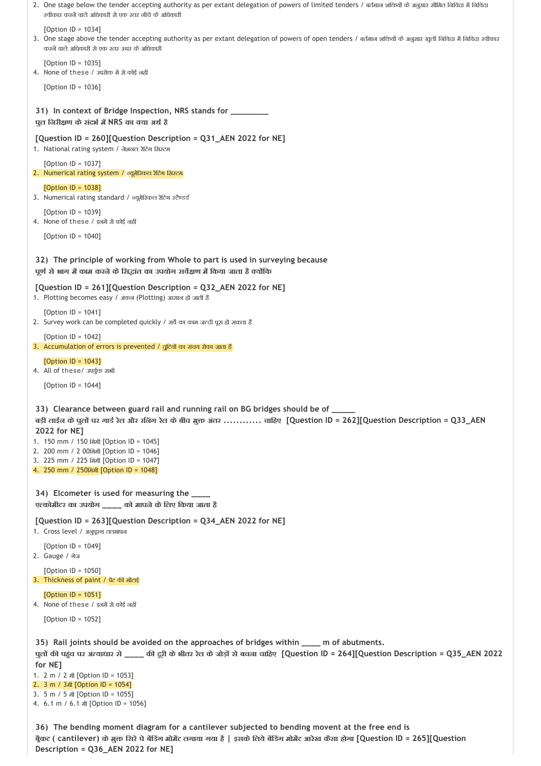2. One stage below the tender accepting authority as per extant delegation of powers of limited tenders / वर्तमान शक्तियों के अनुसार सीमित निविदा में निविदा स्वीकार करने वाले अधिकारी से एक स्तर नीचे के अधिकारी

   [Option ID = 1034]
3. One stage above the tender accepting authority as per extant delegation of powers of open tenders / वर्तमान शक्तियों के अनुसार खुली निविदा में निविदा स्वीकार करने वाले अधिकारी से एक स्तर ऊपर के अधिकारी

   [Option ID = 1035]
4. None of these / उपरोक्त में से कोई नहीं

   [Option ID = 1036]

**31) In context of Bridge Inspection, NRS stands for _________**
**पुल निरीक्षण के संदर्भ में NRS का क्या अर्थ है**

**[Question ID = 260][Question Description = Q31_AEN 2022 for NE]**
1. National rating system / नेशनल रेटिंग सिस्टम

   [Option ID = 1037]
2. Numerical rating system / न्यूमेरिकल रेटिंग सिस्टम

   [Option ID = 1038]
3. Numerical rating standard / न्यूमेरिकल रेटिंग स्टैण्डर्ड

   [Option ID = 1039]
4. None of these / इनमें से कोई नहीं

   [Option ID = 1040]

**32) The principle of working from Whole to part is used in surveying because**
**पूर्ण से भाग में काम करने के सिद्धांत का उपयोग सर्वेक्षण में किया जाता है क्योंकि**

**[Question ID = 261][Question Description = Q32_AEN 2022 for NE]**
1. Plotting becomes easy / अंकन (Plotting) आसान हो जाती है

   [Option ID = 1041]
2. Survey work can be completed quickly / सर्वे का काम जल्दी पूरा हो सकता है

   [Option ID = 1042]
3. Accumulation of errors is prevented / त्रुटियों का संचय रोका जाता है

   [Option ID = 1043]
4. All of these/ उपर्युक्त सभी

   [Option ID = 1044]

**33) Clearance between guard rail and running rail on BG bridges should be of ______**
**बड़ी लाईन के पुलों पर गार्ड रेल और रनिंग रेल के बीच मुक्त अंतर ............ चाहिए [Question ID = 262][Question Description = Q33_AEN 2022 for NE]**
1. 150 mm / 150 मिमी [Option ID = 1045]
2. 200 mm / 2 00मिमी [Option ID = 1046]
3. 225 mm / 225 मिमी [Option ID = 1047]
4. 250 mm / 250मिमी [Option ID = 1048]

**34) Elcometer is used for measuring the _____**
**एल्कोमीटर का उपयोग _____ को मापने के लिए किया जाता है**

**[Question ID = 263][Question Description = Q34_AEN 2022 for NE]**
1. Cross level / अनुप्रस्थ तलमापन

   [Option ID = 1049]
2. Gauge / गेज

   [Option ID = 1050]
3. Thickness of paint / पेंट की मोटाई

   [Option ID = 1051]
4. None of these / इनमें से कोई नहीं

   [Option ID = 1052]

**35) Rail joints should be avoided on the approaches of bridges within _____ m of abutments.**
**पुलों की पहुंच पर अंत्याधार से _____ की दूरी के भीतर रेल के जोड़ों से बचना चाहिए [Question ID = 264][Question Description = Q35_AEN 2022 for NE]**
1. 2 m / 2 मी [Option ID = 1053]
2. 3 m / 3मी [Option ID = 1054]
3. 5 m / 5 मी [Option ID = 1055]
4. 6.1 m / 6.1 मी [Option ID = 1056]

**36) The bending moment diagram for a cantilever subjected to bending movent at the free end is**
**ब्रैकट ( cantilever) के मुक्त सिरे पे बेंडिंग मोमेंट लगाया गया है | इसके लिये बेंडिंग मोमेंट आरेख कैसा होगा [Question ID = 265][Question Description = Q36_AEN 2022 for NE]**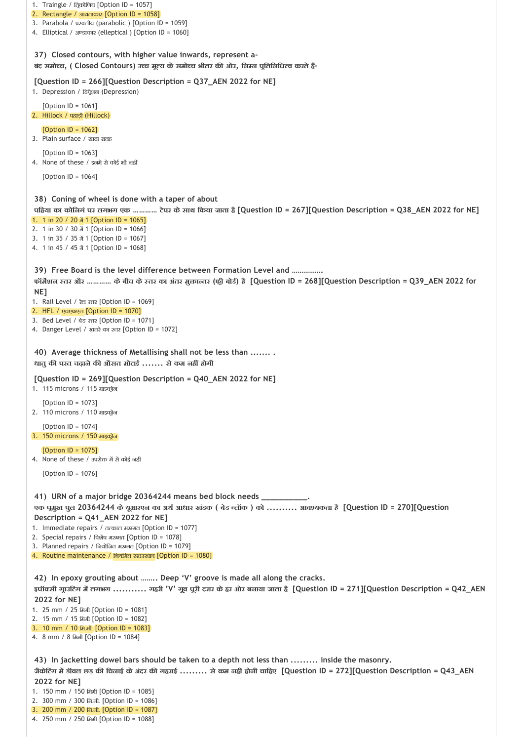1. Traingle / त्रिकोणिय [Option ID = 1057]
2. Rectangle / आयताकार [Option ID = 1058]
3. Parabola / परवलीय (parabolic ) [Option ID = 1059]
4. Elliptical / अण्डाकार (elleptical ) [Option ID = 1060]

**37) Closed contours, with higher value inwards, represent a-**
**बंद समोच्च, ( Closed Contours) उच्च मूल्य के समोच्च भीतर की ओर, निम्न प्रतिनिधित्व करते हैं-**

**[Question ID = 266][Question Description = Q37_AEN 2022 for NE]**

1. Depression / डिप्रेशन (Depression)

   [Option ID = 1061]
2. Hillock / पहाड़ी (Hillock)

   [Option ID = 1062]
3. Plain surface / सादा सतह

   [Option ID = 1063]
4. None of these / इनमे से कोई भी नहीं

   [Option ID = 1064]

**38) Coning of wheel is done with a taper of about**
**पहिया का कोनिंग पर लगभग एक ........... टेपर के साथ किया जाता है [Question ID = 267][Question Description = Q38_AEN 2022 for NE]**

1. 1 in 20 / 20 में 1 [Option ID = 1065]
2. 1 in 30 / 30 में 1 [Option ID = 1066]
3. 1 in 35 / 35 में 1 [Option ID = 1067]
4. 1 in 45 / 45 में 1 [Option ID = 1068]

**39) Free Board is the level difference between Formation Level and ...............**
**फॉर्मेशन स्तर और ........... के बीच के स्तर का अंतर मुक्तान्तर (फ्री बोर्ड) है [Question ID = 268][Question Description = Q39_AEN 2022 for NE]**

1. Rail Level / रेल स्तर [Option ID = 1069]
2. HFL / एचएफएल [Option ID = 1070]
3. Bed Level / बेड स्तर [Option ID = 1071]
4. Danger Level / खतरे का स्तर [Option ID = 1072]

**40) Average thickness of Metallising shall not be less than ....... .**
**धातु की परत चढ़ाने की औसत मोटाई ....... से कम नहीं होगी**

**[Question ID = 269][Question Description = Q40_AEN 2022 for NE]**

1. 115 microns / 115 माइक्रोन

   [Option ID = 1073]
2. 110 microns / 110 माइक्रोन

   [Option ID = 1074]
3. 150 microns / 150 माइक्रोन

   [Option ID = 1075]
4. None of these / उपरोक्त में से कोई नहीं

   [Option ID = 1076]

**41) URN of a major bridge 20364244 means bed block needs ___________.**
**एक प्रमुख पुल 20364244 के यूआरएन का अर्थ आधार खंडक ( बेड ब्लॉक ) को .......... आवश्यकता है [Question ID = 270][Question Description = Q41_AEN 2022 for NE]**

1. Immediate repairs / तत्काल मरम्मत [Option ID = 1077]
2. Special repairs / विशेष मरम्मत [Option ID = 1078]
3. Planned repairs / नियोजित मरम्मत [Option ID = 1079]
4. Routine maintenance / नियमित रखरखाव [Option ID = 1080]

**42) In epoxy grouting about ........ Deep 'V' groove is made all along the cracks.**
**इपॉक्सी ग्राउटिंग में लगभग ........... गहरी 'V' ग्रूव पूरी दरार के हर ओर बनाया जाता है [Question ID = 271][Question Description = Q42_AEN 2022 for NE]**

1. 25 mm / 25 मिमी [Option ID = 1081]
2. 15 mm / 15 मिमी [Option ID = 1082]
3. 10 mm / 10 मि.मी. [Option ID = 1083]
4. 8 mm / 8 मिमी [Option ID = 1084]

**43) In jacketting dowel bars should be taken to a depth not less than ......... inside the masonry.**
**जैकेटिंग में डॉवल छड़ की चिनाई के अंदर की गहराई ......... से कम नहीं होनी चाहिए [Question ID = 272][Question Description = Q43_AEN 2022 for NE]**

1. 150 mm / 150 मिमी [Option ID = 1085]
2. 300 mm / 300 मि.मी. [Option ID = 1086]
3. 200 mm / 200 मि.मी. [Option ID = 1087]
4. 250 mm / 250 मिमी [Option ID = 1088]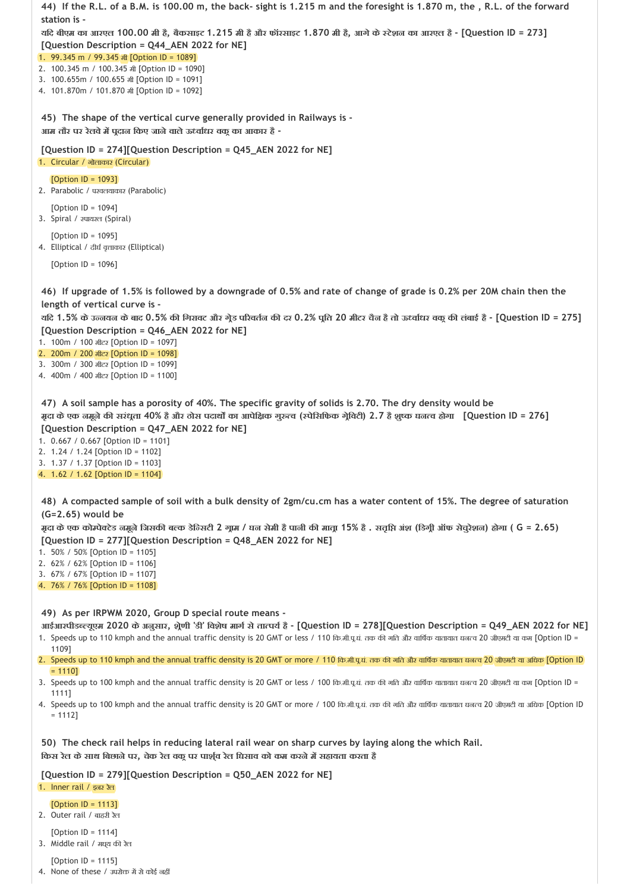**44) If the R.L. of a B.M. is 100.00 m, the back- sight is 1.215 m and the foresight is 1.870 m, the , R.L. of the forward station is -**

**यदि बीएम का आरएल 100.00 मी है, बैकसाइट 1.215 मी है और फॉरसाइट 1.870 मी है, आगे के स्टेशन का आरएल है - [Question ID = 273][Question Description = Q44_AEN 2022 for NE]**

1. 99.345 m / 99.345 मी [Option ID = 1089]
2. 100.345 m / 100.345 मी [Option ID = 1090]
3. 100.655m / 100.655 मी [Option ID = 1091]
4. 101.870m / 101.870 मी [Option ID = 1092]

**45) The shape of the vertical curve generally provided in Railways is -**

**आम तौर पर रेलवे में प्रदान किए जाने वाले ऊर्ध्वाधर वक्र का आकार है -**

**[Question ID = 274][Question Description = Q45_AEN 2022 for NE]**

1. Circular / गोलाकार (Circular)

   [Option ID = 1093]
2. Parabolic / परवलयाकार (Parabolic)

   [Option ID = 1094]
3. Spiral / स्पायरल (Spiral)

   [Option ID = 1095]
4. Elliptical / दीर्घ वृत्ताकार (Elliptical)

   [Option ID = 1096]

**46) If upgrade of 1.5% is followed by a downgrade of 0.5% and rate of change of grade is 0.2% per 20M chain then the length of vertical curve is -**

**यदि 1.5% के उन्नयन के बाद 0.5% की गिरावट और ग्रेड परिवर्तन की दर 0.2% प्रति 20 मीटर चैन है तो ऊर्ध्वाधर वक्र की लंबाई है - [Question ID = 275][Question Description = Q46_AEN 2022 for NE]**

1. 100m / 100 मीटर [Option ID = 1097]
2. 200m / 200 मीटर [Option ID = 1098]
3. 300m / 300 मीटर [Option ID = 1099]
4. 400m / 400 मीटर [Option ID = 1100]

**47) A soil sample has a porosity of 40%. The specific gravity of solids is 2.70. The dry density would be**

**मृदा के एक नमूने की सरंध्रता 40% है और ठोस पदार्थों का आपेक्षिक गुरुत्व (स्पेसिफिक ग्रेविटी) 2.7 है शुष्क घनत्व होगा [Question ID = 276][Question Description = Q47_AEN 2022 for NE]**

1. 0.667 / 0.667 [Option ID = 1101]
2. 1.24 / 1.24 [Option ID = 1102]
3. 1.37 / 1.37 [Option ID = 1103]
4. 1.62 / 1.62 [Option ID = 1104]

**48) A compacted sample of soil with a bulk density of 2gm/cu.cm has a water content of 15%. The degree of saturation (G=2.65) would be**

**मृदा के एक कोम्पेक्टेड नमूने जिसकी बल्क डेन्सिटी 2 ग्राम / घन सेमी है पानी की मात्रा 15% है . संतृप्ति अंश (डिग्री ऑफ सेचुरेशन) होगा ( G = 2.65) [Question ID = 277][Question Description = Q48_AEN 2022 for NE]**

1. 50% / 50% [Option ID = 1105]
2. 62% / 62% [Option ID = 1106]
3. 67% / 67% [Option ID = 1107]
4. 76% / 76% [Option ID = 1108]

**49) As per IRPWM 2020, Group D special route means -**

**आईआरपीडब्ल्यूएम 2020 के अनुसार, श्रेणी 'डी' विशेष मार्ग से तात्पर्य है - [Question ID = 278][Question Description = Q49_AEN 2022 for NE]**

1. Speeds up to 110 kmph and the annual traffic density is 20 GMT or less / 110 कि.मी.प्र.घं. तक की गति और वार्षिक यातायात घनत्व 20 जीएमटी या कम [Option ID = 1109]
2. Speeds up to 110 kmph and the annual traffic density is 20 GMT or more / 110 कि.मी.प्र.घं. तक की गति और वार्षिक यातायात घनत्व 20 जीएमटी या अधिक [Option ID = 1110]
3. Speeds up to 100 kmph and the annual traffic density is 20 GMT or less / 100 कि.मी.प्र.घं. तक की गति और वार्षिक यातायात घनत्व 20 जीएमटी या कम [Option ID = 1111]
4. Speeds up to 100 kmph and the annual traffic density is 20 GMT or more / 100 कि.मी.प्र.घं. तक की गति और वार्षिक यातायात घनत्व 20 जीएमटी या अधिक [Option ID = 1112]

**50) The check rail helps in reducing lateral rail wear on sharp curves by laying along the which Rail.**

**किस रेल के साथ बिछाने पर, चेक रेल वक्र पर पार्श्व रेल घिसाव को कम करने में सहायता करता है**

**[Question ID = 279][Question Description = Q50_AEN 2022 for NE]**

1. Inner rail / इनर रेल

   [Option ID = 1113]
2. Outer rail / बाहरी रेल

   [Option ID = 1114]
3. Middle rail / मध्य की रेल

   [Option ID = 1115]
4. None of these / उपरोक्त में से कोई नहीं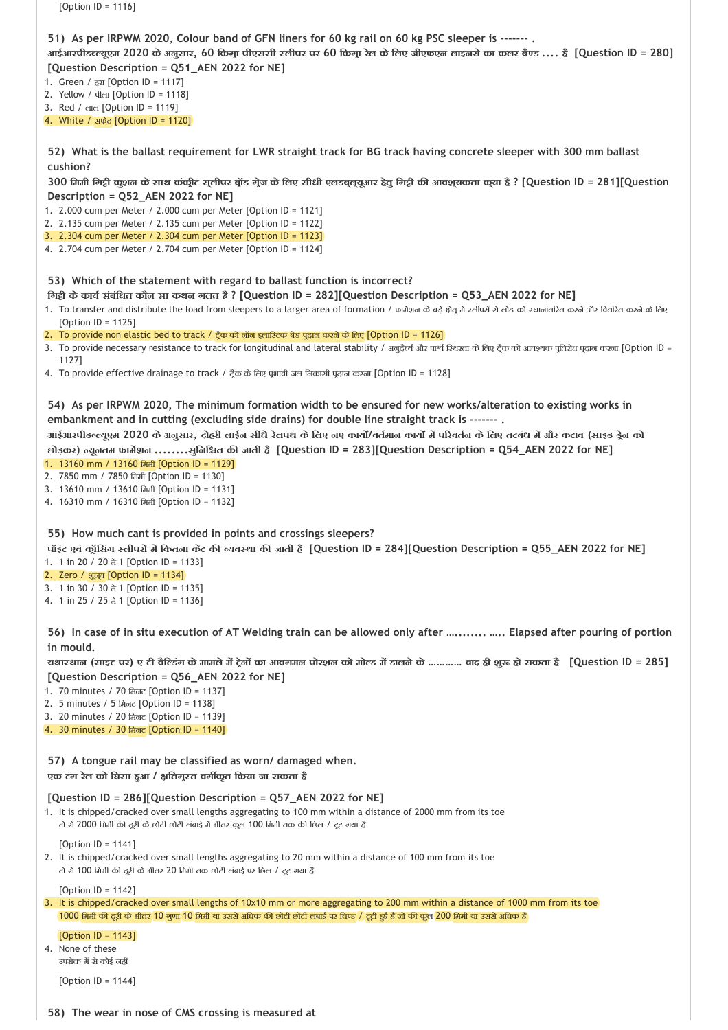[Option ID = 1116]

51) As per IRPWM 2020, Colour band of GFN liners for 60 kg rail on 60 kg PSC sleeper is ------- .
आईआरपीडब्ल्यूएम 2020 के अनुसार, 60 किग्रा पीएससी स्लीपर पर 60 किग्रा रेल के लिए जीएफएन लाइनरों का कलर बैण्ड .... है [Question ID = 280][Question Description = Q51_AEN 2022 for NE]

1. Green / हरा [Option ID = 1117]
2. Yellow / पीला [Option ID = 1118]
3. Red / लाल [Option ID = 1119]
4. White / सफेद [Option ID = 1120]

52) What is the ballast requirement for LWR straight track for BG track having concrete sleeper with 300 mm ballast cushion?
300 मिमी गिट्टी कुशन के साथ कंक्रीट स्लीपर ब्रॉड गेज के लिए सीधी एलडब्लूआर हेतु गिट्टी की आवश्यकता क्या है ? [Question ID = 281][Question Description = Q52_AEN 2022 for NE]

1. 2.000 cum per Meter / 2.000 cum per Meter [Option ID = 1121]
2. 2.135 cum per Meter / 2.135 cum per Meter [Option ID = 1122]
3. 2.304 cum per Meter / 2.304 cum per Meter [Option ID = 1123]
4. 2.704 cum per Meter / 2.704 cum per Meter [Option ID = 1124]

53) Which of the statement with regard to ballast function is incorrect?
गिट्टी के कार्य संबंधित कौन सा कथन गलत है ? [Question ID = 282][Question Description = Q53_AEN 2022 for NE]

1. To transfer and distribute the load from sleepers to a larger area of formation / फार्मेशन के बड़े क्षेत्र में स्लीपरों से लोड को स्थानांतरित करने और वितरित करने के लिए [Option ID = 1125]
2. To provide non elastic bed to track / ट्रैक को नॉन इलास्टिक बेड प्रदान करने के लिए [Option ID = 1126]
3. To provide necessary resistance to track for longitudinal and lateral stability / अनुदैर्ध्य और पार्श्व स्थिरता के लिए ट्रैक को आवश्यक प्रतिरोध प्रदान करना [Option ID = 1127]
4. To provide effective drainage to track / ट्रैक के लिए प्रभावी जल निकासी प्रदान करना [Option ID = 1128]

54) As per IRPWM 2020, The minimum formation width to be ensured for new works/alteration to existing works in embankment and in cutting (excluding side drains) for double line straight track is ------- .
आईआरपीडब्ल्यूएम 2020 के अनुसार, दोहरी लाईन सीधे रेलपथ के लिए नए कार्यों/वर्तमान कार्यों में परिवर्तन के लिए तटबंध में और कटाव (साइड ड्रेन को छोड़कर) न्यूनतम फार्मेशन ........सुनिश्चित की जाती है [Question ID = 283][Question Description = Q54_AEN 2022 for NE]

1. 13160 mm / 13160 मिमी [Option ID = 1129]
2. 7850 mm / 7850 मिमी [Option ID = 1130]
3. 13610 mm / 13610 मिमी [Option ID = 1131]
4. 16310 mm / 16310 मिमी [Option ID = 1132]

55) How much cant is provided in points and crossings sleepers?
पॉइंट एवं क्रॉसिंग स्लीपरों में कितना केंट की व्यवस्था की जाती है [Question ID = 284][Question Description = Q55_AEN 2022 for NE]

1. 1 in 20 / 20 में 1 [Option ID = 1133]
2. Zero / शून्य [Option ID = 1134]
3. 1 in 30 / 30 में 1 [Option ID = 1135]
4. 1 in 25 / 25 में 1 [Option ID = 1136]

56) In case of in situ execution of AT Welding train can be allowed only after ……….. ….. Elapsed after pouring of portion in mould.
यथास्थान (साइट पर) ए टी वैल्डिंग के मामले में ट्रेनों का आवगमन पोरशन को मोल्ड में डालने के ……….. बाद ही शुरू हो सकता है [Question ID = 285][Question Description = Q56_AEN 2022 for NE]

1. 70 minutes / 70 मिनट [Option ID = 1137]
2. 5 minutes / 5 मिनट [Option ID = 1138]
3. 20 minutes / 20 मिनट [Option ID = 1139]
4. 30 minutes / 30 मिनट [Option ID = 1140]

57) A tongue rail may be classified as worn/ damaged when.
एक टंग रेल को घिसा हुआ / क्षतिग्रस्त वर्गीकृत किया जा सकता है

[Question ID = 286][Question Description = Q57_AEN 2022 for NE]

1. It is chipped/cracked over small lengths aggregating to 100 mm within a distance of 2000 mm from its toe
टो से 2000 मिमी की दूरी के छोटी छोटी लंबाई में भीतर कुल 100 मिमी तक की छिल / टूट गया है
[Option ID = 1141]
2. It is chipped/cracked over small lengths aggregating to 20 mm within a distance of 100 mm from its toe
टो से 100 मिमी की दूरी के भीतर 20 मिमी तक छोटी लंबाई पर छिल / टूट गया है
[Option ID = 1142]
3. It is chipped/cracked over small lengths of 10x10 mm or more aggregating to 200 mm within a distance of 1000 mm from its toe
1000 मिमी की दूरी के भीतर 10 गुणा 10 मिमी या उससे अधिक की छोटी छोटी लंबाई पर चिप्ड / टूटी हुई है जो की कुल 200 मिमी या उससे अधिक है
[Option ID = 1143]
4. None of these
उपरोक्त में से कोई नहीं
[Option ID = 1144]

58) The wear in nose of CMS crossing is measured at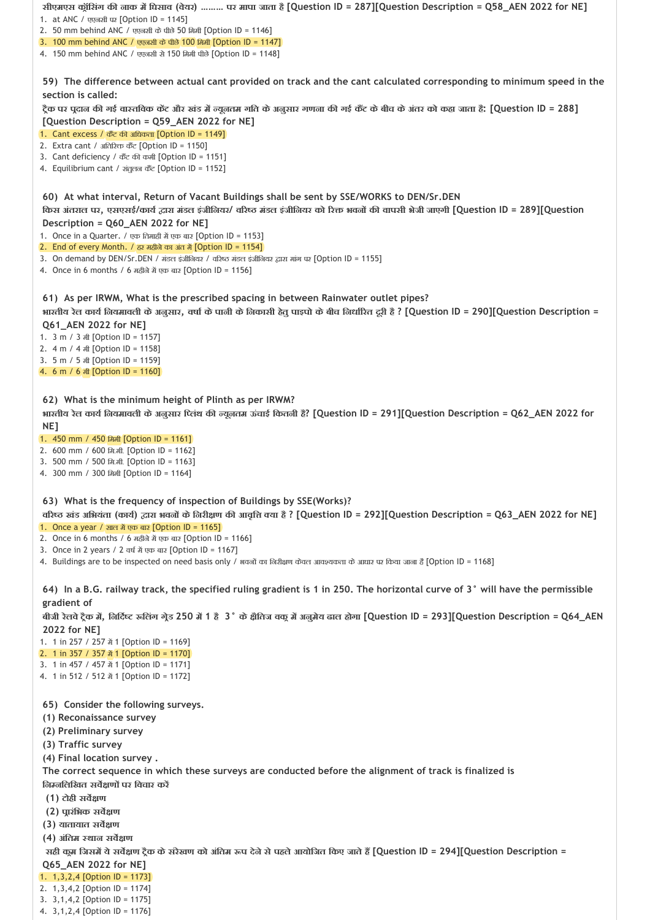सीएमएस क्रॉसिंग की नाक में घिसाव (वेयर) ......... पर मापा जाता है [Question ID = 287][Question Description = Q58_AEN 2022 for NE]

1. at ANC / एएनसी पर [Option ID = 1145]
2. 50 mm behind ANC / एएनसी के पीछे 50 मिमी [Option ID = 1146]
3. 100 mm behind ANC / एएनसी के पीछे 100 मिमी [Option ID = 1147]
4. 150 mm behind ANC / एएनसी से 150 मिमी पीछे [Option ID = 1148]

**59) The difference between actual cant provided on track and the cant calculated corresponding to minimum speed in the section is called:**

**ट्रैक पर प्रदान की गई वास्तविक कैंट और खंड में न्यूनतम गति के अनुसार गणना की गई कैंट के बीच के अंतर को कहा जाता है: [Question ID = 288][Question Description = Q59_AEN 2022 for NE]**

1. Cant excess / कैंट की अधिकता [Option ID = 1149]
2. Extra cant / अतिरिक्त कैंट [Option ID = 1150]
3. Cant deficiency / कैंट की कमी [Option ID = 1151]
4. Equilibrium cant / संतुलन कैंट [Option ID = 1152]

**60) At what interval, Return of Vacant Buildings shall be sent by SSE/WORKS to DEN/Sr.DEN**

**किस अंतराल पर, एसएसई/कार्य द्वारा मंडल इंजीनियर/ वरिष्ठ मंडल इंजीनियर को रिक्त भवनों की वापसी भेजी जाएगी [Question ID = 289][Question Description = Q60_AEN 2022 for NE]**

1. Once in a Quarter. / एक तिमाही में एक बार [Option ID = 1153]
2. End of every Month. / हर महीने का अंत में [Option ID = 1154]
3. On demand by DEN/Sr.DEN / मंडल इंजीनियर / वरिष्ठ मंडल इंजीनियर द्वारा मांग पर [Option ID = 1155]
4. Once in 6 months / 6 महीने में एक बार [Option ID = 1156]

**61) As per IRWM, What is the prescribed spacing in between Rainwater outlet pipes?**

**भारतीय रेल कार्य नियमावली के अनुसार, वर्षा के पानी के निकासी हेतु पाइपो के बीच निर्धारित दूरी है ? [Question ID = 290][Question Description = Q61_AEN 2022 for NE]**

1. 3 m / 3 मी [Option ID = 1157]
2. 4 m / 4 मी [Option ID = 1158]
3. 5 m / 5 मी [Option ID = 1159]
4. 6 m / 6 मी [Option ID = 1160]

**62) What is the minimum height of Plinth as per IRWM?**

**भारतीय रेल कार्य नियमावली के अनुसार प्लिंथ की न्यूनतम ऊंचाई कितनी है? [Question ID = 291][Question Description = Q62_AEN 2022 for NE]**

1. 450 mm / 450 मिमी [Option ID = 1161]
2. 600 mm / 600 मि.मी. [Option ID = 1162]
3. 500 mm / 500 मि.मी. [Option ID = 1163]
4. 300 mm / 300 मिमी [Option ID = 1164]

**63) What is the frequency of inspection of Buildings by SSE(Works)?**

**वरिष्ठ खंड अभियंता (कार्य) द्वारा भवनों के निरीक्षण की आवृत्ति क्या है ? [Question ID = 292][Question Description = Q63_AEN 2022 for NE]**

1. Once a year / साल में एक बार [Option ID = 1165]
2. Once in 6 months / 6 महीने में एक बार [Option ID = 1166]
3. Once in 2 years / 2 वर्ष में एक बार [Option ID = 1167]
4. Buildings are to be inspected on need basis only / भवनों का निरीक्षण केवल आवश्यकता के आधार पर किया जाना है [Option ID = 1168]

**64) In a B.G. railway track, the specified ruling gradient is 1 in 250. The horizontal curve of 3° will have the permissible gradient of**

**बीजी रेलवे ट्रैक में, निर्दिष्ट रूलिंग ग्रेड 250 में 1 है 3° के क्षैतिज वक्र में अनुमेय ढाल होगा [Question ID = 293][Question Description = Q64_AEN 2022 for NE]**

1. 1 in 257 / 257 में 1 [Option ID = 1169]
2. 1 in 357 / 357 में 1 [Option ID = 1170]
3. 1 in 457 / 457 में 1 [Option ID = 1171]
4. 1 in 512 / 512 में 1 [Option ID = 1172]

**65) Consider the following surveys.**
**(1) Reconaissance survey**
**(2) Preliminary survey**
**(3) Traffic survey**
**(4) Final location survey .**
**The correct sequence in which these surveys are conducted before the alignment of track is finalized is**

**निम्नलिखित सर्वेक्षणों पर विचार करें**
**(1) टोही सर्वेक्षण**
**(2) प्रारंभिक सर्वेक्षण**
**(3) यातायात सर्वेक्षण**
**(4) अंतिम स्थान सर्वेक्षण**
**सही क्रम जिसमें ये सर्वेक्षण ट्रैक के संरेखण को अंतिम रूप देने से पहले आयोजित किए जाते हैं [Question ID = 294][Question Description = Q65_AEN 2022 for NE]**

1. 1,3,2,4 [Option ID = 1173]
2. 1,3,4,2 [Option ID = 1174]
3. 3,1,4,2 [Option ID = 1175]
4. 3,1,2,4 [Option ID = 1176]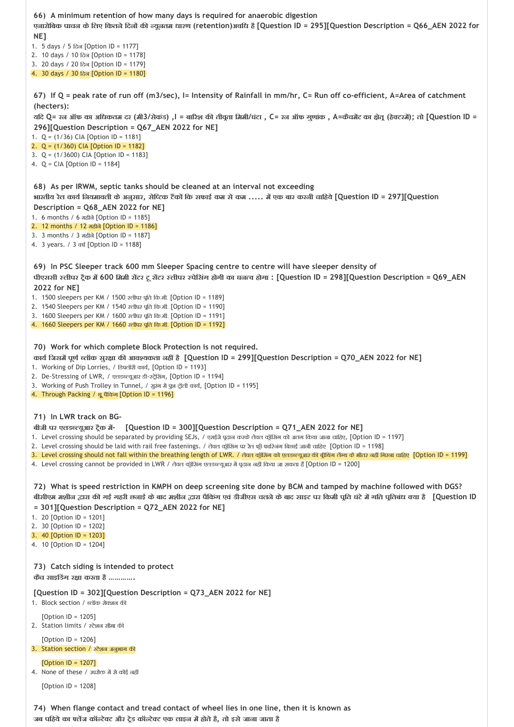**66) A minimum retention of how many days is required for anaerobic digestion**
**एनारोबिक पाचन के लिए कितने दिनों की न्यूनतम धारण (retention)अवधि है [Question ID = 295][Question Description = Q66_AEN 2022 for NE]**

1. 5 days / 5 दिन [Option ID = 1177]
2. 10 days / 10 दिन [Option ID = 1178]
3. 20 days / 20 दिन [Option ID = 1179]
4. 30 days / 30 दिन [Option ID = 1180]

**67) If Q = peak rate of run off (m3/sec), I= Intensity of Rainfall in mm/hr, C= Run off co-efficient, A=Area of catchment (hecters):**
**यदि Q= रन ऑफ का अधिकतम दर (मी3/सेकंड) ,I = बारिश की तीव्रता मिमी/घंटा , C= रन ऑफ गुणांक , A=कैचमेंट का क्षेत्र (हेक्टरमें); तो [Question ID = 296][Question Description = Q67_AEN 2022 for NE]**

1. Q = (1/36) CIA [Option ID = 1181]
2. Q = (1/360) CIA [Option ID = 1182]
3. Q = (1/3600) CIA [Option ID = 1183]
4. Q = CIA [Option ID = 1184]

**68) As per IRWM, septic tanks should be cleaned at an interval not exceeding**
**भारतीय रेल कार्य नियमावली के अनुसार, सेप्टिक टैंकों कि सफाई कम से कम ..... में एक बार करनी चाहिये [Question ID = 297][Question Description = Q68_AEN 2022 for NE]**

1. 6 months / 6 महीने [Option ID = 1185]
2. 12 months / 12 महीने [Option ID = 1186]
3. 3 months / 3 महीने [Option ID = 1187]
4. 3 years. / 3 वर्ष [Option ID = 1188]

**69) In PSC Sleeper track 600 mm Sleeper Spacing centre to centre will have sleeper density of**
**पीएससी स्लीपर ट्रैक में 600 मिमी सेंटर टू सेंटर स्लीपर स्पेसिंग होगी का घनत्व होगा : [Question ID = 298][Question Description = Q69_AEN 2022 for NE]**

1. 1500 sleepers per KM / 1500 स्लीपर प्रति कि.मी. [Option ID = 1189]
2. 1540 Sleepers per KM / 1540 स्लीपर प्रति कि.मी. [Option ID = 1190]
3. 1600 Sleepers per KM / 1600 स्लीपर प्रति कि.मी. [Option ID = 1191]
4. 1660 Sleepers per KM / 1660 स्लीपर प्रति कि.मी. [Option ID = 1192]

**70) Work for which complete Block Protection is not required.**
**कार्य जिसमें पूर्ण ब्लॉक सुरक्षा की आवश्यकता नहीं है [Question ID = 299][Question Description = Q70_AEN 2022 for NE]**

1. Working of Dip Lorries, / डिपलॉरी कार्य, [Option ID = 1193]
2. De-Stressing of LWR, / एलडब्ल्यूआर डी-स्ट्रेसिंग, [Option ID = 1194]
3. Working of Push Trolley in Tunnel, / सुरंग में पुश ट्रॉली कार्य, [Option ID = 1195]
4. Through Packing / थ्रू पैकिंग [Option ID = 1196]

**71) In LWR track on BG-**
**बीजी पर एलडब्ल्यूआर ट्रैक में- [Question ID = 300][Question Description = Q71_AEN 2022 for NE]**

1. Level crossing should be separated by providing SEJs, / एसईजे प्रदान करके लेवल क्रॉसिंग को अलग किया जाना चाहिए, [Option ID = 1197]
2. Level crossing should be laid with rail free fastenings. / लेवल क्रॉसिंग पर रेल फ्री फास्निंग बिछाई जानी चाहिए [Option ID = 1198]
3. Level crossing should not fall within the breathing length of LWR. / लेवल क्रॉसिंग को एलडब्ल्यूआर की ब्रीथिंग लेन्थ के भीतर नहीं गिरना चाहिए [Option ID = 1199]
4. Level crossing cannot be provided in LWR / लेवल क्रॉसिंग एलडब्ल्यूआर में प्रदान नहीं किया जा सकता है [Option ID = 1200]

**72) What is speed restriction in KMPH on deep screening site done by BCM and tamped by machine followed with DGS?**
**बीसीएम मशीन द्वारा की गई गहरी छनाई के बाद मशीन द्वारा पैकिंग एवं डीजीएस चलने के बाद साइट पर किमी प्रति घंटे में गति प्रतिबंध क्या है [Question ID = 301][Question Description = Q72_AEN 2022 for NE]**

1. 20 [Option ID = 1201]
2. 30 [Option ID = 1202]
3. 40 [Option ID = 1203]
4. 10 [Option ID = 1204]

**73) Catch siding is intended to protect**
**कैच साइडिंग रक्षा करता है ............**

**[Question ID = 302][Question Description = Q73_AEN 2022 for NE]**

1. Block section / ब्लॉक सेक्शन की
   [Option ID = 1205]
2. Station limits / स्टेशन सीमा की
   [Option ID = 1206]
3. Station section / स्टेशन अनुभाग की
   [Option ID = 1207]
4. None of these / उपरोक्त में से कोई नहीं
   [Option ID = 1208]

**74) When flange contact and tread contact of wheel lies in one line, then it is known as**
**जब पहिये का फ्लेंज कॉन्टेक्ट और ट्रेड कॉन्टेक्ट एक लाइन में होते है, तो इसे जाना जाता है**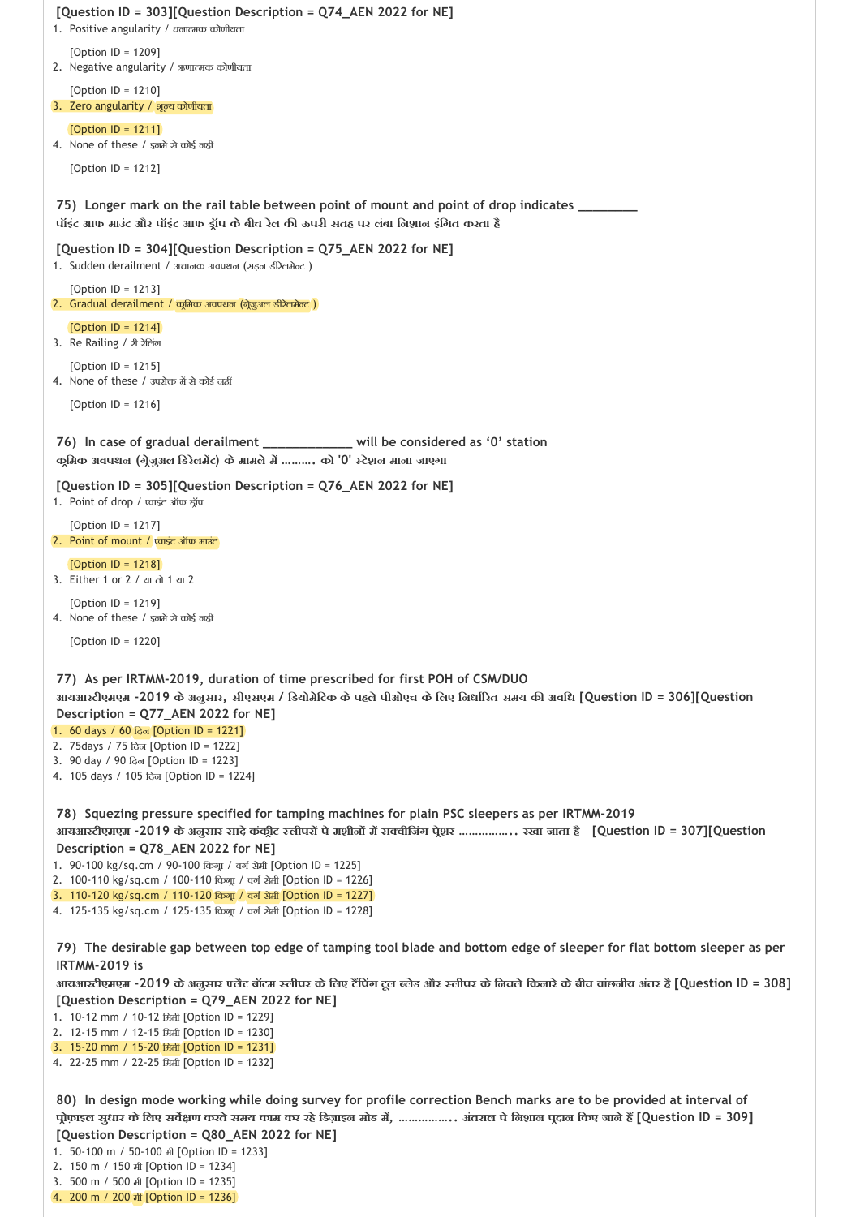[Question ID = 303][Question Description = Q74_AEN 2022 for NE]

1. Positive angularity / धनात्मक कोणीयता

   [Option ID = 1209]
2. Negative angularity / ऋणात्मक कोणीयता

   [Option ID = 1210]
3. Zero angularity / शून्य कोणीयता

   [Option ID = 1211]
4. None of these / इनमें से कोई नहीं

   [Option ID = 1212]

**75) Longer mark on the rail table between point of mount and point of drop indicates _________**
**पॉइंट आफ माउंट और पॉइंट आफ ड्रॉप के बीच रेल की ऊपरी सतह पर लंबा निशान इंगित करता है**

[Question ID = 304][Question Description = Q75_AEN 2022 for NE]

1. Sudden derailment / अचानक अवपथन (सडन डीरेलमेन्ट )

   [Option ID = 1213]
2. Gradual derailment / क्रमिक अवपथन (ग्रेजुअल डीरेलमेन्ट )

   [Option ID = 1214]
3. Re Railing / री रेलिंग

   [Option ID = 1215]
4. None of these / उपरोक्त में से कोई नहीं

   [Option ID = 1216]

**76) In case of gradual derailment _____________ will be considered as '0' station**
**क्रमिक अवपथन (ग्रेजुअल डिरेलमेंट) के मामले में ………. को '0' स्टेशन माना जाएगा**

[Question ID = 305][Question Description = Q76_AEN 2022 for NE]

1. Point of drop / प्वाइंट ऑफ ड्रॉप

   [Option ID = 1217]
2. Point of mount / प्वाइंट ऑफ माउंट

   [Option ID = 1218]
3. Either 1 or 2 / या तो 1 या 2

   [Option ID = 1219]
4. None of these / इनमें से कोई नहीं

   [Option ID = 1220]

**77) As per IRTMM-2019, duration of time prescribed for first POH of CSM/DUO**
**आयआरटीएमएम -2019 के अनुसार, सीएसएम / डियोमेटिक के पहले पीओएच के लिए निर्धारित समय की अवधि [Question ID = 306][Question Description = Q77_AEN 2022 for NE]**

1. 60 days / 60 दिन [Option ID = 1221]
2. 75days / 75 दिन [Option ID = 1222]
3. 90 day / 90 दिन [Option ID = 1223]
4. 105 days / 105 दिन [Option ID = 1224]

**78) Squezing pressure specified for tamping machines for plain PSC sleepers as per IRTMM-2019**
**आयआरटीएमएम -2019 के अनुसार सादे कंक्रीट स्लीपरों पे मशीनों में स्क्वीजिंग प्रेशर …………….. रखा जाता है [Question ID = 307][Question Description = Q78_AEN 2022 for NE]**

1. 90-100 kg/sq.cm / 90-100 किग्रा / वर्ग सेमी [Option ID = 1225]
2. 100-110 kg/sq.cm / 100-110 किग्रा / वर्ग सेमी [Option ID = 1226]
3. 110-120 kg/sq.cm / 110-120 किग्रा / वर्ग सेमी [Option ID = 1227]
4. 125-135 kg/sq.cm / 125-135 किग्रा / वर्ग सेमी [Option ID = 1228]

**79) The desirable gap between top edge of tamping tool blade and bottom edge of sleeper for flat bottom sleeper as per IRTMM-2019 is**
**आयआरटीएमएम -2019 के अनुसार फ्लैट बॉटम स्लीपर के लिए टैंपिंग टूल ब्लेड और स्लीपर के निचले किनारे के बीच वांछनीय अंतर है [Question ID = 308][Question Description = Q79_AEN 2022 for NE]**

1. 10-12 mm / 10-12 मिमी [Option ID = 1229]
2. 12-15 mm / 12-15 मिमी [Option ID = 1230]
3. 15-20 mm / 15-20 मिमी [Option ID = 1231]
4. 22-25 mm / 22-25 मिमी [Option ID = 1232]

**80) In design mode working while doing survey for profile correction Bench marks are to be provided at interval of**
**प्रोफाइल सुधार के लिए सर्वेक्षण करते समय काम कर रहे डिज़ाइन मोड में, …………….. अंतराल पे निशान प्रदान किए जाते हैं [Question ID = 309][Question Description = Q80_AEN 2022 for NE]**

1. 50-100 m / 50-100 मी [Option ID = 1233]
2. 150 m / 150 मी [Option ID = 1234]
3. 500 m / 500 मी [Option ID = 1235]
4. 200 m / 200 मी [Option ID = 1236]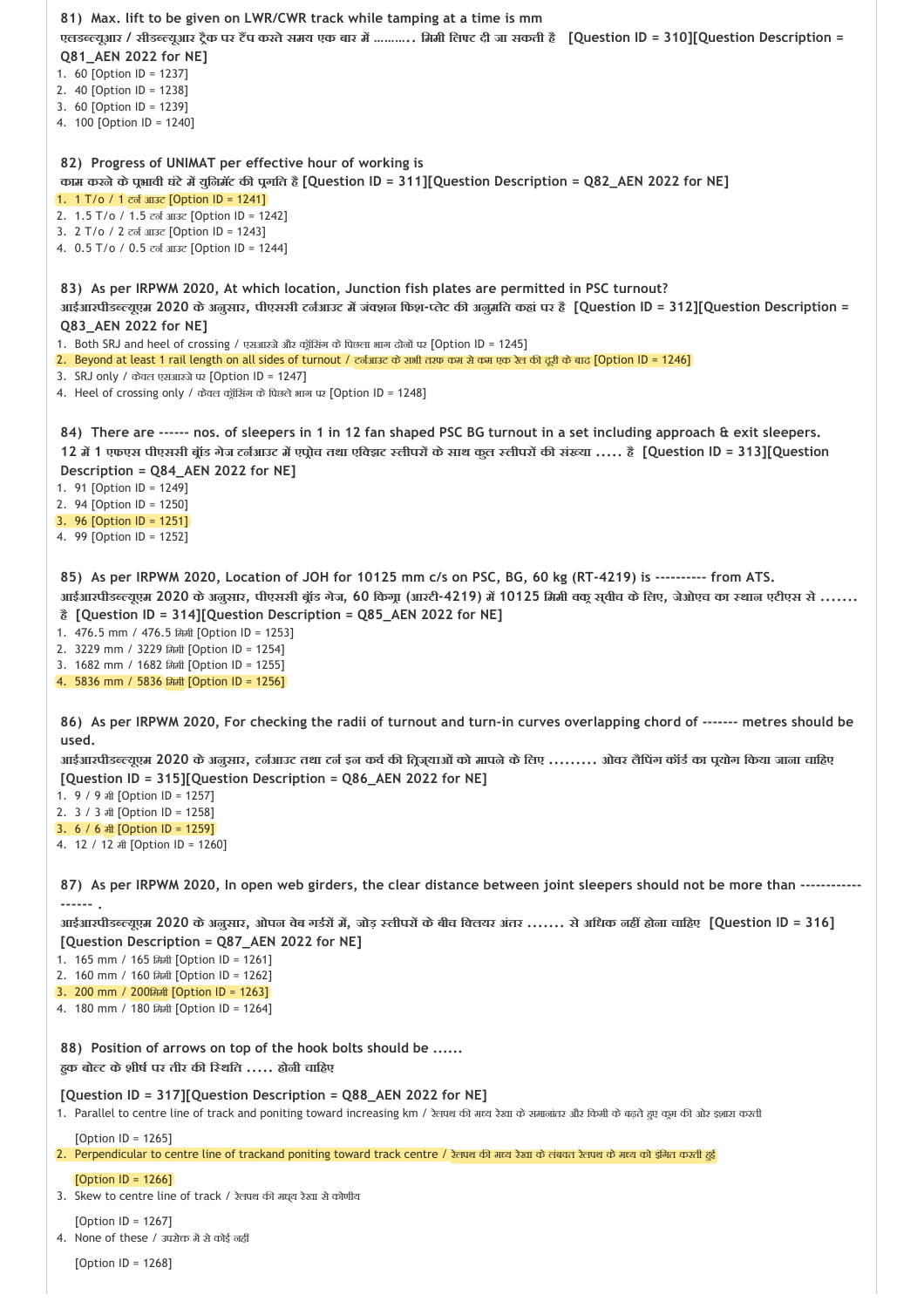**81) Max. lift to be given on LWR/CWR track while tamping at a time is mm**

**एलडब्ल्यूआर / सीडब्ल्यूआर ट्रैक पर टैंप करते समय एक बार में ……….. मिमी लिफ्ट दी जा सकती है [Question ID = 310][Question Description = Q81_AEN 2022 for NE]**

1. 60 [Option ID = 1237]
2. 40 [Option ID = 1238]
3. 60 [Option ID = 1239]
4. 100 [Option ID = 1240]

**82) Progress of UNIMAT per effective hour of working is**

**काम करने के प्रभावी घंटे में युनिमॅट की प्रगति है [Question ID = 311][Question Description = Q82_AEN 2022 for NE]**

1. 1 T/o / 1 टर्न आउट [Option ID = 1241]
2. 1.5 T/o / 1.5 टर्न आउट [Option ID = 1242]
3. 2 T/o / 2 टर्न आउट [Option ID = 1243]
4. 0.5 T/o / 0.5 टर्न आउट [Option ID = 1244]

**83) As per IRPWM 2020, At which location, Junction fish plates are permitted in PSC turnout?**

**आईआरपीडब्ल्यूएम 2020 के अनुसार, पीएससी टर्नआउट में जंक्शन फिश-प्लेट की अनुमति कहां पर है [Question ID = 312][Question Description = Q83_AEN 2022 for NE]**

1. Both SRJ and heel of crossing / एसआरजे और क्रॉसिंग के पिछला भाग दोनों पर [Option ID = 1245]
2. Beyond at least 1 rail length on all sides of turnout / टर्नआउट के सभी तरफ कम से कम एक रेल की दूरी के बाद [Option ID = 1246]
3. SRJ only / केवल एसआरजे पर [Option ID = 1247]
4. Heel of crossing only / केवल क्रॉसिंग के पिछले भाग पर [Option ID = 1248]

**84) There are ------ nos. of sleepers in 1 in 12 fan shaped PSC BG turnout in a set including approach & exit sleepers.**

**12 में 1 एफएस पीएससी ब्रॉड गेज टर्नआउट में एप्रोच तथा एक्ज़िट स्लीपरों के साथ कुल स्लीपरों की संख्या ….. है [Question ID = 313][Question Description = Q84_AEN 2022 for NE]**

1. 91 [Option ID = 1249]
2. 94 [Option ID = 1250]
3. 96 [Option ID = 1251]
4. 99 [Option ID = 1252]

**85) As per IRPWM 2020, Location of JOH for 10125 mm c/s on PSC, BG, 60 kg (RT-4219) is ---------- from ATS.**

**आईआरपीडब्ल्यूएम 2020 के अनुसार, पीएससी ब्रॉड गेज, 60 किग्रा (आरटी-4219) में 10125 मिमी क्रॉस स्वीच के लिए, जेओएच का स्थान एटीएस से ……. है [Question ID = 314][Question Description = Q85_AEN 2022 for NE]**

1. 476.5 mm / 476.5 मिमी [Option ID = 1253]
2. 3229 mm / 3229 मिमी [Option ID = 1254]
3. 1682 mm / 1682 मिमी [Option ID = 1255]
4. 5836 mm / 5836 मिमी [Option ID = 1256]

**86) As per IRPWM 2020, For checking the radii of turnout and turn-in curves overlapping chord of ------- metres should be used.**

**आईआरपीडब्ल्यूएम 2020 के अनुसार, टर्नआउट तथा टर्न इन कर्व की त्रिज्याओं को मापने के लिए ……… ओवर लैपिंग कॉर्ड का प्रयोग किया जाना चाहिए [Question ID = 315][Question Description = Q86_AEN 2022 for NE]**

1. 9 / 9 मी [Option ID = 1257]
2. 3 / 3 मी [Option ID = 1258]
3. 6 / 6 मी [Option ID = 1259]
4. 12 / 12 मी [Option ID = 1260]

**87) As per IRPWM 2020, In open web girders, the clear distance between joint sleepers should not be more than ------------------ .**

**आईआरपीडब्ल्यूएम 2020 के अनुसार, ओपन वेब गर्डरों में, जोड़ स्लीपरों के बीच क्लियर अंतर ……. से अधिक नहीं होना चाहिए [Question ID = 316][Question Description = Q87_AEN 2022 for NE]**

1. 165 mm / 165 मिमी [Option ID = 1261]
2. 160 mm / 160 मिमी [Option ID = 1262]
3. 200 mm / 200मिमी [Option ID = 1263]
4. 180 mm / 180 मिमी [Option ID = 1264]

**88) Position of arrows on top of the hook bolts should be ......**

**हुक बोल्ट के शीर्ष पर तीर की स्थिति ….. होनी चाहिए**

**[Question ID = 317][Question Description = Q88_AEN 2022 for NE]**

1. Parallel to centre line of track and poniting toward increasing km / रेलपथ की मध्य रेखा के समानांतर और किमी के बढ़ते हुए क्रम की ओर इशारा करती

   [Option ID = 1265]
2. Perpendicular to centre line of trackand poniting toward track centre / रेलपथ की मध्य रेखा के लंबवत रेलपथ के मध्य को इंगित करती हुई

   [Option ID = 1266]
3. Skew to centre line of track / रेलपथ की मध्य रेखा से कोणीय

   [Option ID = 1267]
4. None of these / उपरोक्त में से कोई नहीं

   [Option ID = 1268]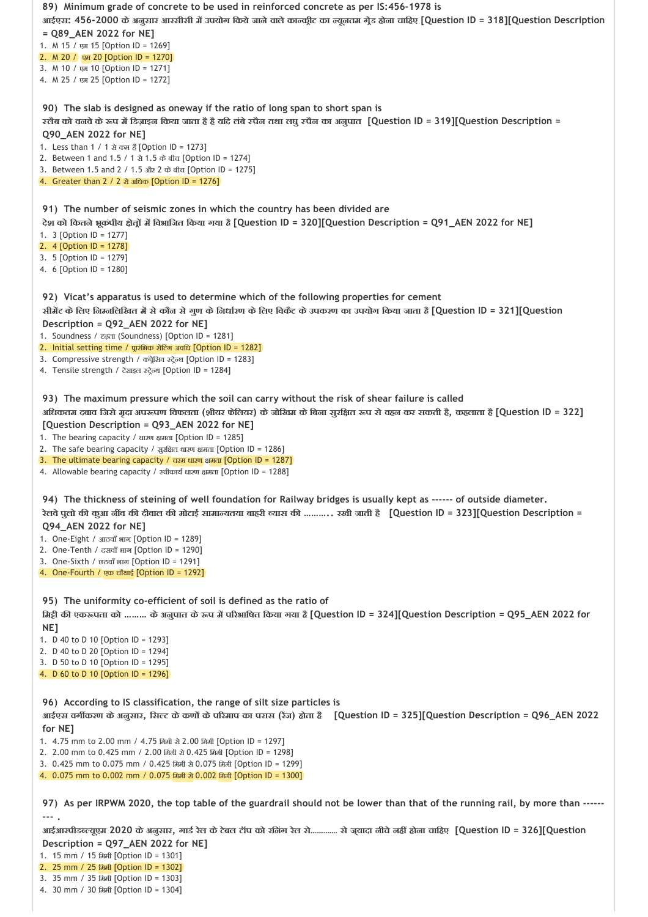89) Minimum grade of concrete to be used in reinforced concrete as per IS:456-1978 is

आईएस: 456-2000 के अनुसार आरसीसी में उपयोग किये जाने वाले कान्क्रीट का न्यूनतम ग्रेड होना चाहिए [Question ID = 318][Question Description = Q89_AEN 2022 for NE]

1. M 15 / एम 15 [Option ID = 1269]
2. M 20 / एम 20 [Option ID = 1270]
3. M 10 / एम 10 [Option ID = 1271]
4. M 25 / एम 25 [Option ID = 1272]

90) The slab is designed as oneway if the ratio of long span to short span is

स्लैब को वनवे के रूप में डिज़ाइन किया जाता है है यदि लंबे स्पैन तथा लघु स्पैन का अनुपात [Question ID = 319][Question Description = Q90_AEN 2022 for NE]

1. Less than 1 / 1 से कम है [Option ID = 1273]
2. Between 1 and 1.5 / 1 से 1.5 के बीच [Option ID = 1274]
3. Between 1.5 and 2 / 1.5 और 2 के बीच [Option ID = 1275]
4. Greater than 2 / 2 से अधिक [Option ID = 1276]

91) The number of seismic zones in which the country has been divided are

देश को कितने भूकंपीय क्षेत्रों में विभाजित किया गया है [Question ID = 320][Question Description = Q91_AEN 2022 for NE]

1. 3 [Option ID = 1277]
2. 4 [Option ID = 1278]
3. 5 [Option ID = 1279]
4. 6 [Option ID = 1280]

92) Vicat's apparatus is used to determine which of the following properties for cement

सीमेंट के लिए निम्नलिखित में से कौन से गुण के निर्धारण के लिए विकैट के उपकरण का उपयोग किया जाता है [Question ID = 321][Question Description = Q92_AEN 2022 for NE]

1. Soundness / दृढ़ता (Soundness) [Option ID = 1281]
2. Initial setting time / प्रारंभिक सेटिंग अवधि [Option ID = 1282]
3. Compressive strength / कंप्रेसिव स्ट्रेन्थ [Option ID = 1283]
4. Tensile strength / टेंसाइल स्ट्रेन्थ [Option ID = 1284]

93) The maximum pressure which the soil can carry without the risk of shear failure is called

अधिकतम दबाव जिसे मृदा अपरूपण विफलता (शीयर फेलियर) के जोखिम के बिना सुरक्षित रूप से वहन कर सकती है, कहलाता है [Question ID = 322][Question Description = Q93_AEN 2022 for NE]

1. The bearing capacity / धारण क्षमता [Option ID = 1285]
2. The safe bearing capacity / सुरक्षित धारण क्षमता [Option ID = 1286]
3. The ultimate bearing capacity / चरम धारण क्षमता [Option ID = 1287]
4. Allowable bearing capacity / स्वीकार्य धारण क्षमता [Option ID = 1288]

94) The thickness of steining of well foundation for Railway bridges is usually kept as ------ of outside diameter.

रेलवे पुलों की कुआ नींव की दीवाल की मोटाई सामान्यतया बाहरी व्यास की .......... रखी जाती है [Question ID = 323][Question Description = Q94_AEN 2022 for NE]

1. One-Eight / आठवाँ भाग [Option ID = 1289]
2. One-Tenth / दसवाँ भाग [Option ID = 1290]
3. One-Sixth / छठवाँ भाग [Option ID = 1291]
4. One-Fourth / एक चौथाई [Option ID = 1292]

95) The uniformity co-efficient of soil is defined as the ratio of

मिट्टी की एकरूपता को ......... के अनुपात के रूप में परिभाषित किया गया है [Question ID = 324][Question Description = Q95_AEN 2022 for NE]

1. D 40 to D 10 [Option ID = 1293]
2. D 40 to D 20 [Option ID = 1294]
3. D 50 to D 10 [Option ID = 1295]
4. D 60 to D 10 [Option ID = 1296]

96) According to IS classification, the range of silt size particles is

आईएस वर्गीकरण के अनुसार, सिल्ट के कणों के परिमाप का परास (रेंज) होता है [Question ID = 325][Question Description = Q96_AEN 2022 for NE]

1. 4.75 mm to 2.00 mm / 4.75 मिमी से 2.00 मिमी [Option ID = 1297]
2. 2.00 mm to 0.425 mm / 2.00 मिमी से 0.425 मिमी [Option ID = 1298]
3. 0.425 mm to 0.075 mm / 0.425 मिमी से 0.075 मिमी [Option ID = 1299]
4. 0.075 mm to 0.002 mm / 0.075 मिमी से 0.002 मिमी [Option ID = 1300]

97) As per IRPWM 2020, the top table of the guardrail should not be lower than that of the running rail, by more than --------- .

आईआरपीडब्ल्यूएम 2020 के अनुसार, गार्ड रेल के टेबल टॉप को रनिंग रेल से............. से ज़्यादा नीचे नहीं होना चाहिए [Question ID = 326][Question Description = Q97_AEN 2022 for NE]

1. 15 mm / 15 मिमी [Option ID = 1301]
2. 25 mm / 25 मिमी [Option ID = 1302]
3. 35 mm / 35 मिमी [Option ID = 1303]
4. 30 mm / 30 मिमी [Option ID = 1304]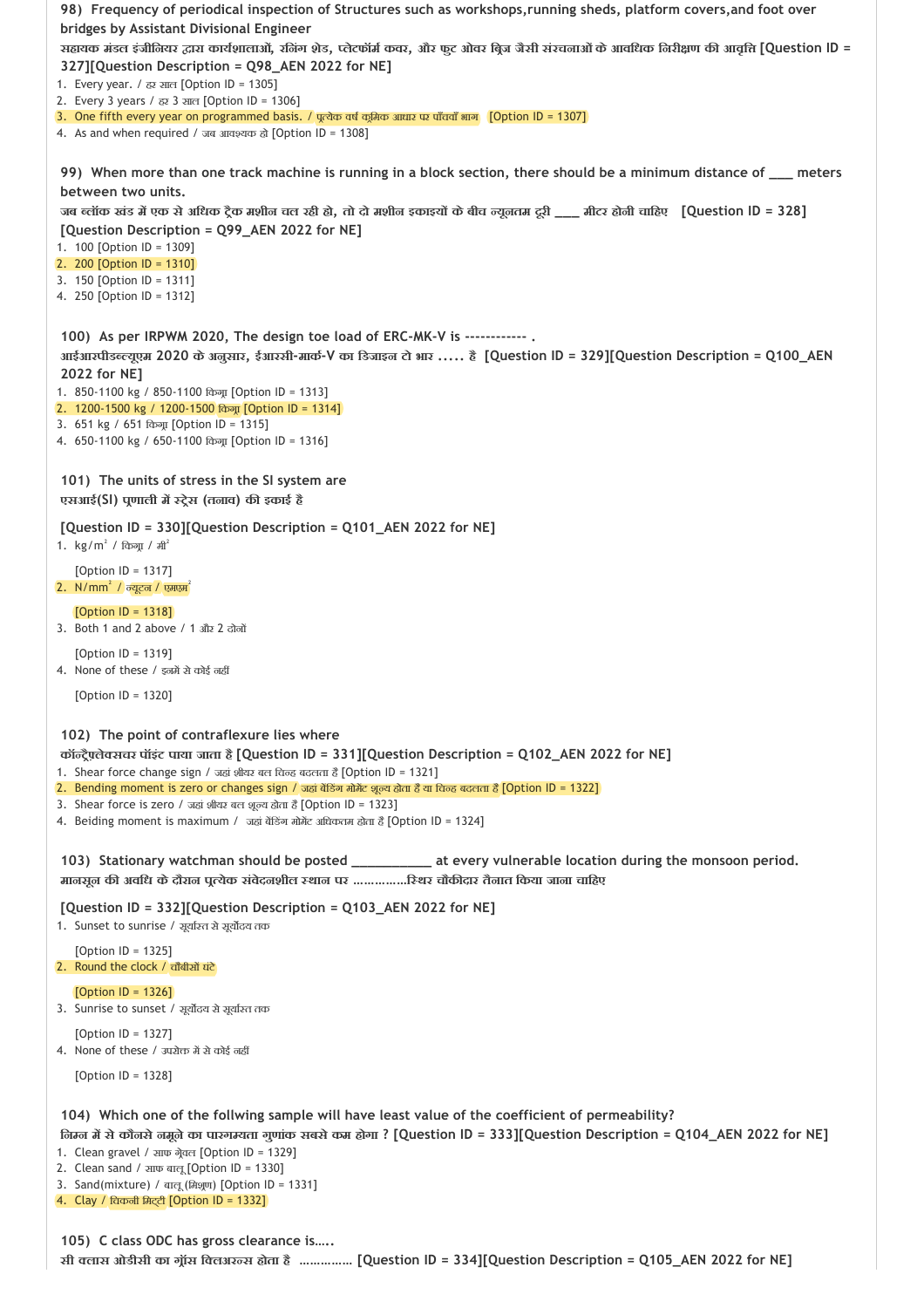**98) Frequency of periodical inspection of Structures such as workshops,running sheds, platform covers,and foot over bridges by Assistant Divisional Engineer**

**सहायक मंडल इंजीनियर द्वारा कार्यशालाओं, रनिंग शेड, प्लेटफॉर्म कवर, और फुट ओवर ब्रिज जैसी संरचनाओं के आवधिक निरीक्षण की आवृत्ति [Question ID = 327][Question Description = Q98_AEN 2022 for NE]**

1. Every year. / हर साल [Option ID = 1305]
2. Every 3 years / हर 3 साल [Option ID = 1306]
3. One fifth every year on programmed basis. / प्रत्येक वर्ष क्रमिक आधार पर पाँचवाँ भाग [Option ID = 1307]
4. As and when required / जब आवश्यक हो [Option ID = 1308]

**99) When more than one track machine is running in a block section, there should be a minimum distance of ___ meters between two units.**

**जब ब्लॉक खंड में एक से अधिक ट्रैक मशीन चल रही हो, तो दो मशीन इकाइयों के बीच न्यूनतम दूरी ____ मीटर होनी चाहिए [Question ID = 328][Question Description = Q99_AEN 2022 for NE]**

1. 100 [Option ID = 1309]
2. 200 [Option ID = 1310]
3. 150 [Option ID = 1311]
4. 250 [Option ID = 1312]

**100) As per IRPWM 2020, The design toe load of ERC-MK-V is ------------ .**

**आईआरपीडब्ल्यूएम 2020 के अनुसार, ईआरसी-मार्क-V का डिजाइन टो भार ..... है [Question ID = 329][Question Description = Q100_AEN 2022 for NE]**

1. 850-1100 kg / 850-1100 किग्रा [Option ID = 1313]
2. 1200-1500 kg / 1200-1500 किग्रा [Option ID = 1314]
3. 651 kg / 651 किग्रा [Option ID = 1315]
4. 650-1100 kg / 650-1100 किग्रा [Option ID = 1316]

**101) The units of stress in the SI system are**

**एसआई(SI) प्रणाली में स्ट्रेस (तनाव) की इकाई है**

**[Question ID = 330][Question Description = Q101_AEN 2022 for NE]**

1. $kg/m^2$ / किग्रा / मी$^2$

   [Option ID = 1317]
2. $N/mm^2$ / न्यूटन / एमएम$^2$

   [Option ID = 1318]
3. Both 1 and 2 above / 1 और 2 दोनों

   [Option ID = 1319]
4. None of these / इनमें से कोई नहीं

   [Option ID = 1320]

**102) The point of contraflexure lies where**

**कॉन्ट्रैफ्लेक्सचर पॉइंट पाया जाता है [Question ID = 331][Question Description = Q102_AEN 2022 for NE]**

1. Shear force change sign / जहां शीयर बल चिन्ह बदलता है [Option ID = 1321]
2. Bending moment is zero or changes sign / जहां बेंडिंग मोमेंट शून्य होता है या चिन्ह बदलता है [Option ID = 1322]
3. Shear force is zero / जहां शीयर बल शून्य होता है [Option ID = 1323]
4. Beiding moment is maximum / जहां बेंडिंग मोमेंट अधिकतम होता है [Option ID = 1324]

**103) Stationary watchman should be posted ___________ at every vulnerable location during the monsoon period.**

**मानसून की अवधि के दौरान प्रत्येक संवेदनशील स्थान पर ...............स्थिर चौकीदार तैनात किया जाना चाहिए**

**[Question ID = 332][Question Description = Q103_AEN 2022 for NE]**

1. Sunset to sunrise / सूर्यास्त से सूर्योदय तक

   [Option ID = 1325]
2. Round the clock / चौबीसों घंटे

   [Option ID = 1326]
3. Sunrise to sunset / सूर्योदय से सूर्यास्त तक

   [Option ID = 1327]
4. None of these / उपरोक्त में से कोई नहीं

   [Option ID = 1328]

**104) Which one of the follwing sample will have least value of the coefficient of permeability?**

**निम्न में से कौनसे नमूने का पारगम्यता गुणांक सबसे कम होगा ? [Question ID = 333][Question Description = Q104_AEN 2022 for NE]**

1. Clean gravel / साफ ग्रेवल [Option ID = 1329]
2. Clean sand / साफ बालू [Option ID = 1330]
3. Sand(mixture) / बालू (मिश्रण) [Option ID = 1331]
4. Clay / चिकनी मिट्टी [Option ID = 1332]

**105) C class ODC has gross clearance is…..**

**सी क्लास ओडीसी का ग्रॉस क्लिअरन्स होता है .............. [Question ID = 334][Question Description = Q105_AEN 2022 for NE]**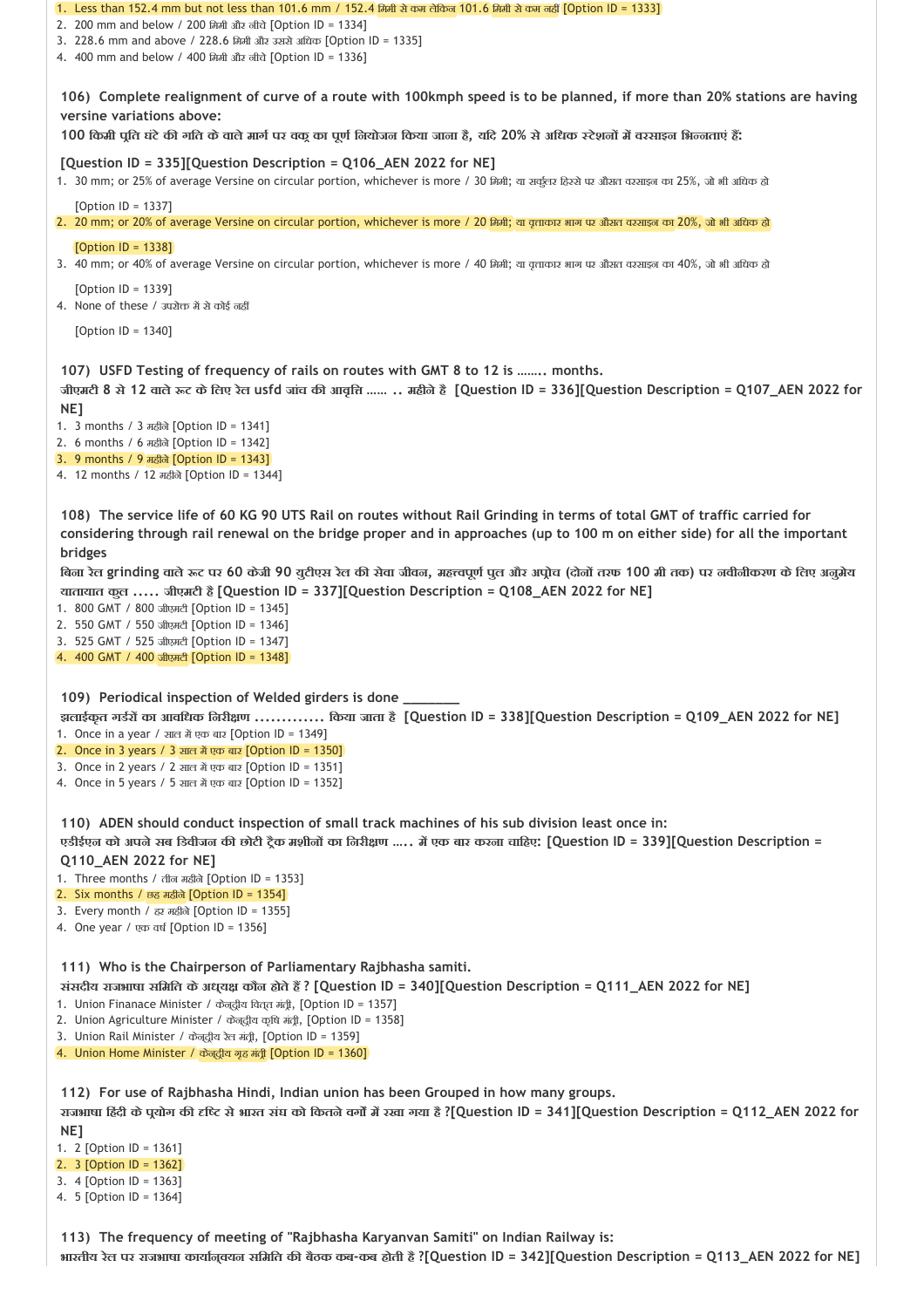1. Less than 152.4 mm but not less than 101.6 mm / 152.4 मिमी से कम लेकिन 101.6 मिमी से कम नहीं [Option ID = 1333]
2. 200 mm and below / 200 मिमी और नीचे [Option ID = 1334]
3. 228.6 mm and above / 228.6 मिमी और उससे अधिक [Option ID = 1335]
4. 400 mm and below / 400 मिमी और नीचे [Option ID = 1336]

**106) Complete realignment of curve of a route with 100kmph speed is to be planned, if more than 20% stations are having versine variations above:**
**100 किमी प्रति घंटे की गति के वाले मार्ग पर वक्र का पूर्ण नियोजन किया जाना है, यदि 20% से अधिक स्टेशनों में वरसाइन भिन्नताएं हैं:**

**[Question ID = 335][Question Description = Q106_AEN 2022 for NE]**

1. 30 mm; or 25% of average Versine on circular portion, whichever is more / 30 मिमी; या सर्कुलर हिस्से पर औसत वरसाइन का 25%, जो भी अधिक हो

   [Option ID = 1337]
2. 20 mm; or 20% of average Versine on circular portion, whichever is more / 20 मिमी; या वृत्ताकार भाग पर औसत वरसाइन का 20%, जो भी अधिक हो

   [Option ID = 1338]
3. 40 mm; or 40% of average Versine on circular portion, whichever is more / 40 मिमी; या वृत्ताकार भाग पर औसत वरसाइन का 40%, जो भी अधिक हो

   [Option ID = 1339]
4. None of these / उपरोक्त में से कोई नहीं

   [Option ID = 1340]

**107) USFD Testing of frequency of rails on routes with GMT 8 to 12 is …….. months.**
**जीएमटी 8 से 12 वाले रूट के लिए रेल usfd जांच की आवृत्ति …… .. महीने है [Question ID = 336][Question Description = Q107_AEN 2022 for NE]**

1. 3 months / 3 महीने [Option ID = 1341]
2. 6 months / 6 महीने [Option ID = 1342]
3. 9 months / 9 महीने [Option ID = 1343]
4. 12 months / 12 महीने [Option ID = 1344]

**108) The service life of 60 KG 90 UTS Rail on routes without Rail Grinding in terms of total GMT of traffic carried for considering through rail renewal on the bridge proper and in approaches (up to 100 m on either side) for all the important bridges**
**बिना रेल grinding वाले रूट पर 60 केजी 90 युटीएस रेल की सेवा जीवन, महत्त्वपूर्ण पुल और अप्रोच (दोनों तरफ 100 मी तक) पर नवीनीकरण के लिए अनुमेय यातायात कुल ….. जीएमटी है [Question ID = 337][Question Description = Q108_AEN 2022 for NE]**

1. 800 GMT / 800 जीएमटी [Option ID = 1345]
2. 550 GMT / 550 जीएमटी [Option ID = 1346]
3. 525 GMT / 525 जीएमटी [Option ID = 1347]
4. 400 GMT / 400 जीएमटी [Option ID = 1348]

**109) Periodical inspection of Welded girders is done ________**
**झलाईकृत गर्डरों का आवधिक निरीक्षण …………. किया जाता है [Question ID = 338][Question Description = Q109_AEN 2022 for NE]**

1. Once in a year / साल में एक बार [Option ID = 1349]
2. Once in 3 years / 3 साल में एक बार [Option ID = 1350]
3. Once in 2 years / 2 साल में एक बार [Option ID = 1351]
4. Once in 5 years / 5 साल में एक बार [Option ID = 1352]

**110) ADEN should conduct inspection of small track machines of his sub division least once in:**
**एडीईएन को अपने सब डिवीजन की छोटी ट्रैक मशीनों का निरीक्षण ….. में एक बार करना चाहिए: [Question ID = 339][Question Description = Q110_AEN 2022 for NE]**

1. Three months / तीन महीने [Option ID = 1353]
2. Six months / छह महीने [Option ID = 1354]
3. Every month / हर महीने [Option ID = 1355]
4. One year / एक वर्ष [Option ID = 1356]

**111) Who is the Chairperson of Parliamentary Rajbhasha samiti.**
**संसदीय राजभाषा समिति के अध्यक्ष कौन होते हैं ? [Question ID = 340][Question Description = Q111_AEN 2022 for NE]**

1. Union Finanace Minister / केन्द्रीय वित्त मंत्री, [Option ID = 1357]
2. Union Agriculture Minister / केन्द्रीय कृषि मंत्री, [Option ID = 1358]
3. Union Rail Minister / केन्द्रीय रेल मंत्री, [Option ID = 1359]
4. Union Home Minister / केन्द्रीय गृह मंत्री [Option ID = 1360]

**112) For use of Rajbhasha Hindi, Indian union has been Grouped in how many groups.**
**राजभाषा हिंदी के प्रयोग की दृष्टि से भारत संघ को कितने वर्गों में रखा गया है ?[Question ID = 341][Question Description = Q112_AEN 2022 for NE]**

1. 2 [Option ID = 1361]
2. 3 [Option ID = 1362]
3. 4 [Option ID = 1363]
4. 5 [Option ID = 1364]

**113) The frequency of meeting of "Rajbhasha Karyanvan Samiti" on Indian Railway is:**
**भारतीय रेल पर राजभाषा कार्यान्वयन समिति की बैठक कब-कब होती है ?[Question ID = 342][Question Description = Q113_AEN 2022 for NE]**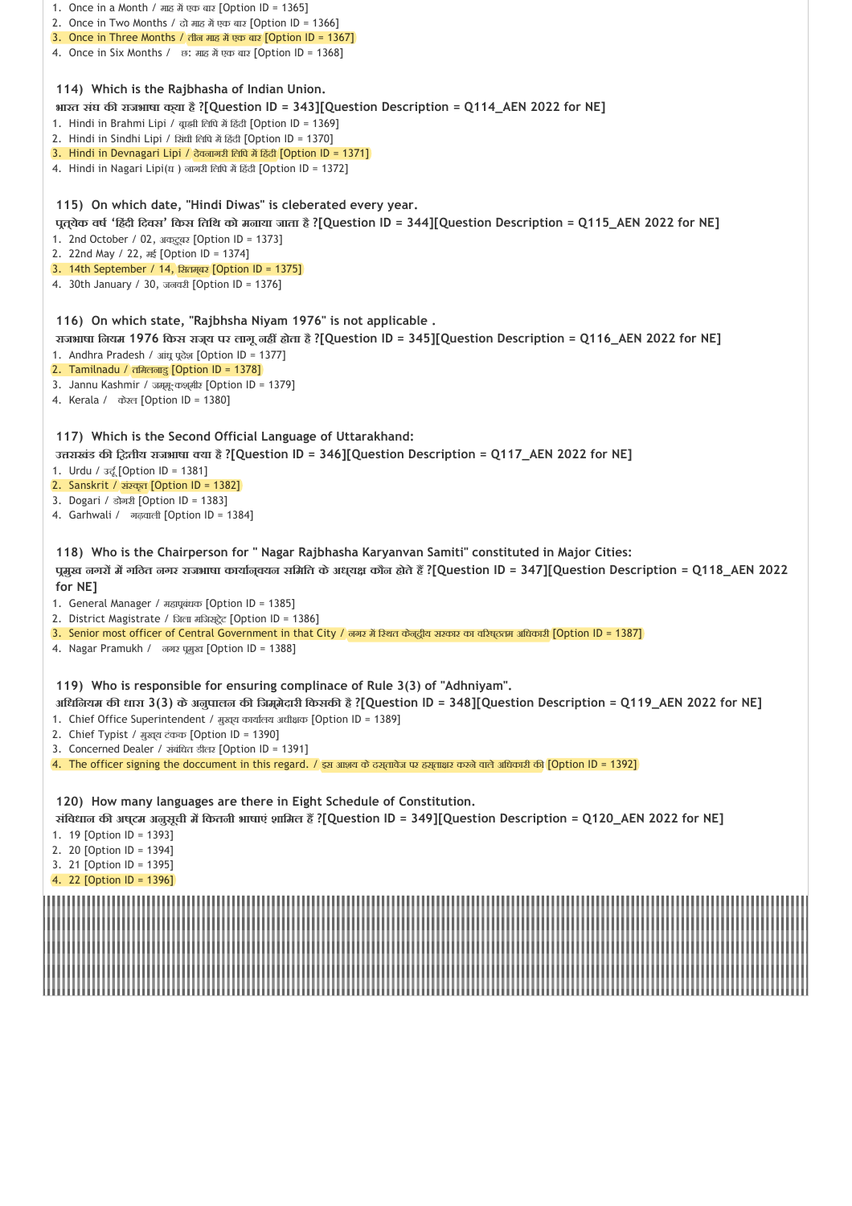1. Once in a Month / माह में एक बार [Option ID = 1365]
2. Once in Two Months / दो माह में एक बार [Option ID = 1366]
3. Once in Three Months / तीन माह में एक बार [Option ID = 1367]
4. Once in Six Months / छः माह में एक बार [Option ID = 1368]

**114) Which is the Rajbhasha of Indian Union.**

**भारत संघ की राजभाषा क्या है ?[Question ID = 343][Question Description = Q114_AEN 2022 for NE]**

1. Hindi in Brahmi Lipi / ब्राह्मी लिपि में हिंदी [Option ID = 1369]
2. Hindi in Sindhi Lipi / सिंधी लिपि में हिंदी [Option ID = 1370]
3. Hindi in Devnagari Lipi / देवनागरी लिपि में हिंदी [Option ID = 1371]
4. Hindi in Nagari Lipi(घ ) नागरी लिपि में हिंदी [Option ID = 1372]

**115) On which date, "Hindi Diwas" is cleberated every year.**

**प्रत्येक वर्ष 'हिंदी दिवस' किस तिथि को मनाया जाता है ?[Question ID = 344][Question Description = Q115_AEN 2022 for NE]**

1. 2nd October / 02, अक्टूबर [Option ID = 1373]
2. 22nd May / 22, मई [Option ID = 1374]
3. 14th September / 14, सितम्बर [Option ID = 1375]
4. 30th January / 30, जनवरी [Option ID = 1376]

**116) On which state, "Rajbhsha Niyam 1976" is not applicable .**

**राजभाषा नियम 1976 किस राज्य पर लागू नहीं होता है ?[Question ID = 345][Question Description = Q116_AEN 2022 for NE]**

1. Andhra Pradesh / आंध्र प्रदेश [Option ID = 1377]
2. Tamilnadu / तमिलनाडु [Option ID = 1378]
3. Jannu Kashmir / जम्मू-कश्मीर [Option ID = 1379]
4. Kerala / केरल [Option ID = 1380]

**117) Which is the Second Official Language of Uttarakhand:**

**उत्तराखंड की द्वितीय राजभाषा क्या है ?[Question ID = 346][Question Description = Q117_AEN 2022 for NE]**

1. Urdu / उर्दू [Option ID = 1381]
2. Sanskrit / संस्कृत [Option ID = 1382]
3. Dogari / डोगरी [Option ID = 1383]
4. Garhwali / गढ़वाली [Option ID = 1384]

**118) Who is the Chairperson for " Nagar Rajbhasha Karyanvan Samiti" constituted in Major Cities:**

**प्रमुख नगरों में गठित नगर राजभाषा कार्यान्वयन समिति के अध्यक्ष कौन होते हैं ?[Question ID = 347][Question Description = Q118_AEN 2022 for NE]**

1. General Manager / महाप्रबंधक [Option ID = 1385]
2. District Magistrate / जिला मजिस्ट्रेट [Option ID = 1386]
3. Senior most officer of Central Government in that City / नगर में स्थित केन्द्रीय सरकार का वरिष्ठतम अधिकारी [Option ID = 1387]
4. Nagar Pramukh / नगर प्रमुख [Option ID = 1388]

**119) Who is responsible for ensuring complinace of Rule 3(3) of "Adhniyam".**

**अधिनियम की धारा 3(3) के अनुपालन की जिम्मेदारी किसकी है ?[Question ID = 348][Question Description = Q119_AEN 2022 for NE]**

1. Chief Office Superintendent / मुख्य कार्यालय अधीक्षक [Option ID = 1389]
2. Chief Typist / मुख्य टंकक [Option ID = 1390]
3. Concerned Dealer / संबंधित डीलर [Option ID = 1391]
4. The officer signing the doccument in this regard. / इस आशय के दस्तावेज पर हस्ताक्षर करने वाले अधिकारी की [Option ID = 1392]

**120) How many languages are there in Eight Schedule of Constitution.**

**संविधान की अष्टम अनुसूची में कितनी भाषाएं शामिल हैं ?[Question ID = 349][Question Description = Q120_AEN 2022 for NE]**

1. 19 [Option ID = 1393]
2. 20 [Option ID = 1394]
3. 21 [Option ID = 1395]
4. 22 [Option ID = 1396]